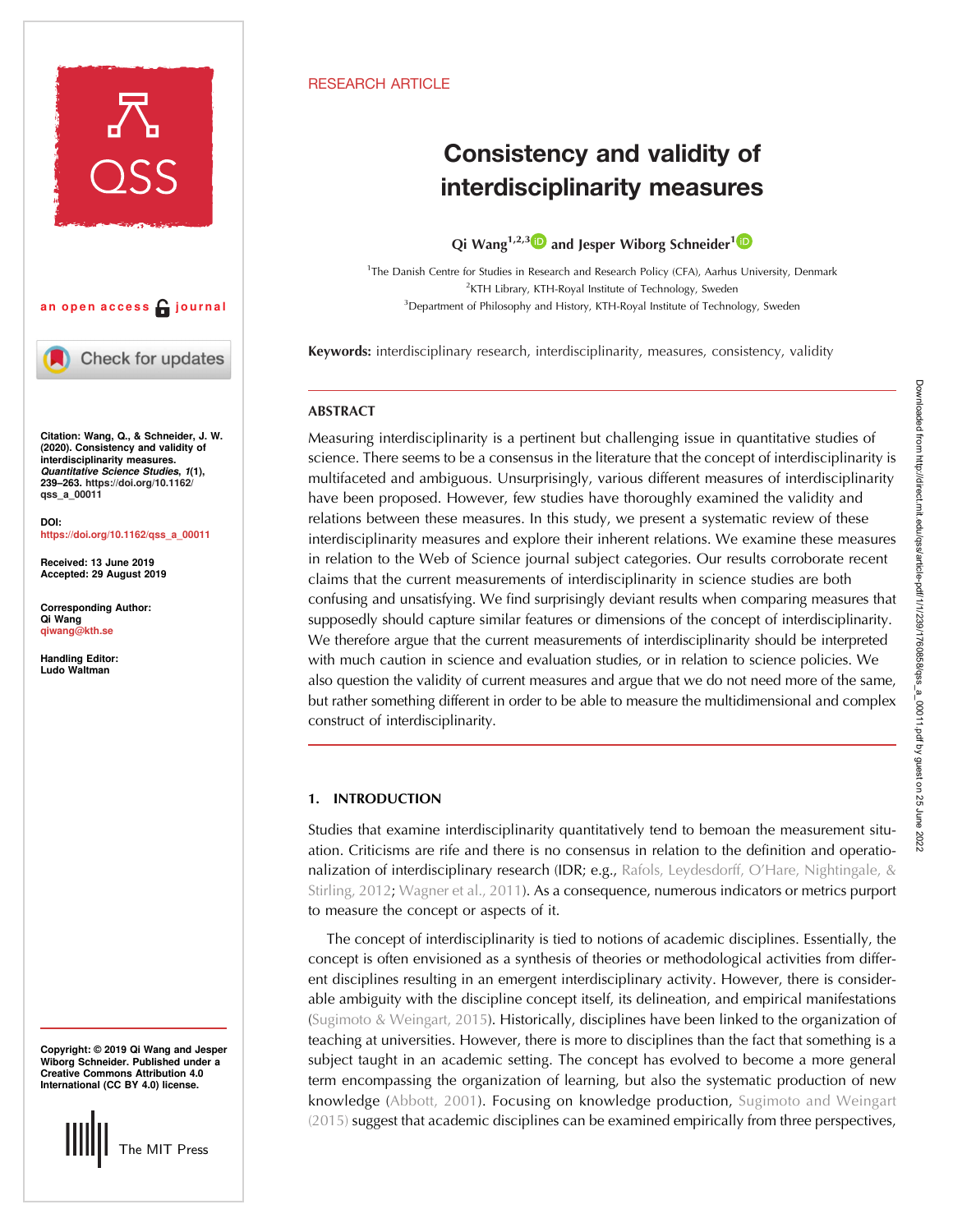RESEARCH ARTICLE

# Consistency and validity of interdisciplinarity measures

Qi Wang[1,2,3] and Jesper Wiborg Schneider[1]

[1]The Danish Centre for Studies in Research and Research Policy (CFA), Aarhus University, Denmark
[2]KTH Library, KTH-Royal Institute of Technology, Sweden
[3]Department of Philosophy and History, KTH-Royal Institute of Technology, Sweden

an open access journal

**Keywords:** interdisciplinary research, interdisciplinarity, measures, consistency, validity

**Citation:** Wang, Q., & Schneider, J. W. (2020). Consistency and validity of interdisciplinarity measures. *Quantitative Science Studies*, *1*(1), 239–263. https://doi.org/10.1162/qss_a_00011

**DOI:** https://doi.org/10.1162/qss_a_00011

**Received:** 13 June 2019
**Accepted:** 29 August 2019

**Corresponding Author:** Qi Wang qiwang@kth.se

**Handling Editor:** Ludo Waltman

**Copyright:** © 2019 Qi Wang and Jesper Wiborg Schneider. Published under a Creative Commons Attribution 4.0 International (CC BY 4.0) license.

## ABSTRACT

Measuring interdisciplinarity is a pertinent but challenging issue in quantitative studies of science. There seems to be a consensus in the literature that the concept of interdisciplinarity is multifaceted and ambiguous. Unsurprisingly, various different measures of interdisciplinarity have been proposed. However, few studies have thoroughly examined the validity and relations between these measures. In this study, we present a systematic review of these interdisciplinarity measures and explore their inherent relations. We examine these measures in relation to the Web of Science journal subject categories. Our results corroborate recent claims that the current measurements of interdisciplinarity in science studies are both confusing and unsatisfying. We find surprisingly deviant results when comparing measures that supposedly should capture similar features or dimensions of the concept of interdisciplinarity. We therefore argue that the current measurements of interdisciplinarity should be interpreted with much caution in science and evaluation studies, or in relation to science policies. We also question the validity of current measures and argue that we do not need more of the same, but rather something different in order to be able to measure the multidimensional and complex construct of interdisciplinarity.

## 1. INTRODUCTION

Studies that examine interdisciplinarity quantitatively tend to bemoan the measurement situation. Criticisms are rife and there is no consensus in relation to the definition and operationalization of interdisciplinary research (IDR; e.g., Rafols, Leydesdorff, O'Hare, Nightingale, & Stirling, 2012; Wagner et al., 2011). As a consequence, numerous indicators or metrics purport to measure the concept or aspects of it.

The concept of interdisciplinarity is tied to notions of academic disciplines. Essentially, the concept is often envisioned as a synthesis of theories or methodological activities from different disciplines resulting in an emergent interdisciplinary activity. However, there is considerable ambiguity with the discipline concept itself, its delineation, and empirical manifestations (Sugimoto & Weingart, 2015). Historically, disciplines have been linked to the organization of teaching at universities. However, there is more to disciplines than the fact that something is a subject taught in an academic setting. The concept has evolved to become a more general term encompassing the organization of learning, but also the systematic production of new knowledge (Abbott, 2001). Focusing on knowledge production, Sugimoto and Weingart (2015) suggest that academic disciplines can be examined empirically from three perspectives,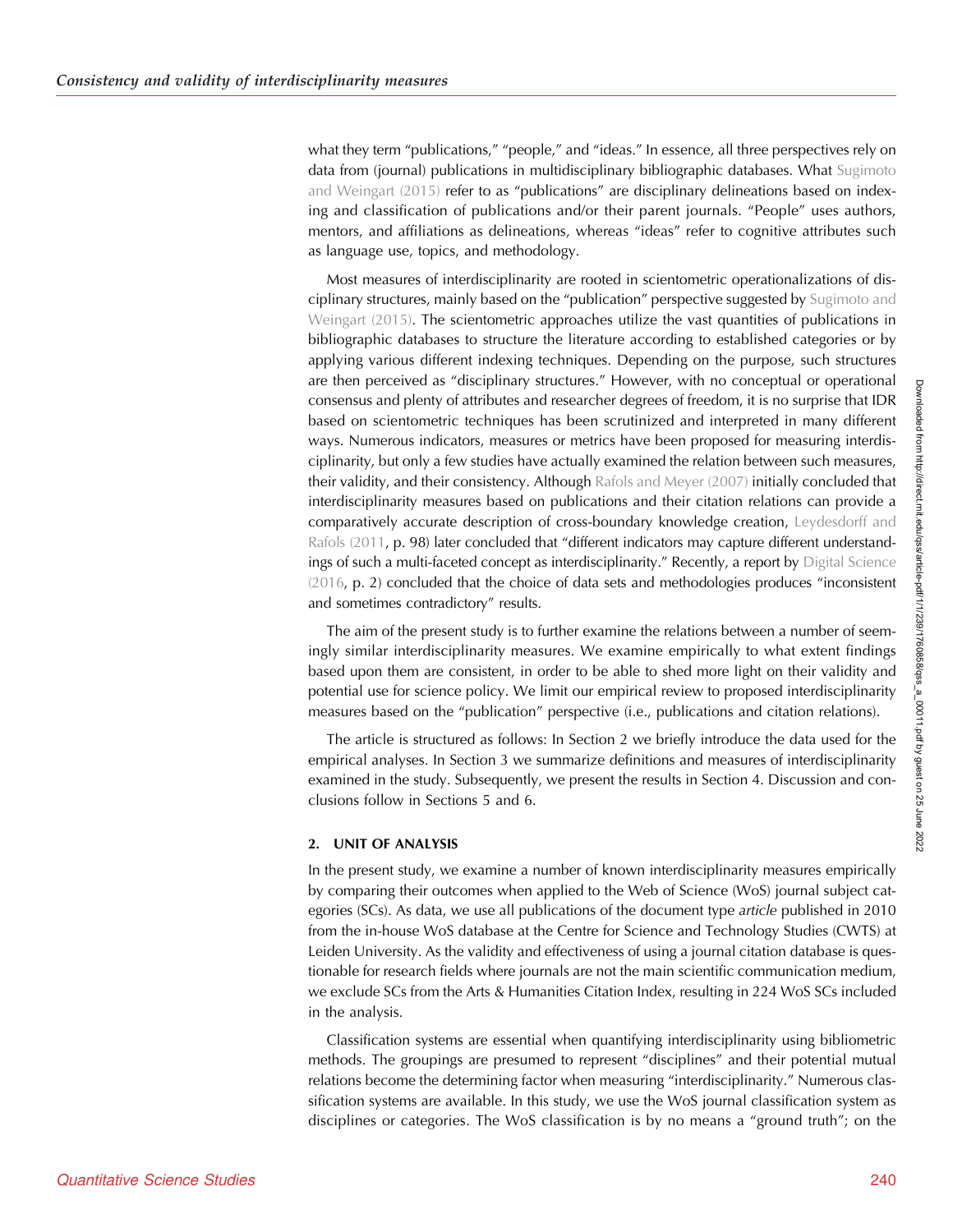what they term “publications,” “people,” and “ideas.” In essence, all three perspectives rely on data from (journal) publications in multidisciplinary bibliographic databases. What Sugimoto and Weingart (2015) refer to as “publications” are disciplinary delineations based on indexing and classification of publications and/or their parent journals. “People” uses authors, mentors, and affiliations as delineations, whereas “ideas” refer to cognitive attributes such as language use, topics, and methodology.

Most measures of interdisciplinarity are rooted in scientometric operationalizations of disciplinary structures, mainly based on the “publication” perspective suggested by Sugimoto and Weingart (2015). The scientometric approaches utilize the vast quantities of publications in bibliographic databases to structure the literature according to established categories or by applying various different indexing techniques. Depending on the purpose, such structures are then perceived as “disciplinary structures.” However, with no conceptual or operational consensus and plenty of attributes and researcher degrees of freedom, it is no surprise that IDR based on scientometric techniques has been scrutinized and interpreted in many different ways. Numerous indicators, measures or metrics have been proposed for measuring interdisciplinarity, but only a few studies have actually examined the relation between such measures, their validity, and their consistency. Although Rafols and Meyer (2007) initially concluded that interdisciplinarity measures based on publications and their citation relations can provide a comparatively accurate description of cross-boundary knowledge creation, Leydesdorff and Rafols (2011, p. 98) later concluded that “different indicators may capture different understandings of such a multi-faceted concept as interdisciplinarity.” Recently, a report by Digital Science (2016, p. 2) concluded that the choice of data sets and methodologies produces “inconsistent and sometimes contradictory” results.

The aim of the present study is to further examine the relations between a number of seemingly similar interdisciplinarity measures. We examine empirically to what extent findings based upon them are consistent, in order to be able to shed more light on their validity and potential use for science policy. We limit our empirical review to proposed interdisciplinarity measures based on the “publication” perspective (i.e., publications and citation relations).

The article is structured as follows: In Section 2 we briefly introduce the data used for the empirical analyses. In Section 3 we summarize definitions and measures of interdisciplinarity examined in the study. Subsequently, we present the results in Section 4. Discussion and conclusions follow in Sections 5 and 6.

## 2. UNIT OF ANALYSIS

In the present study, we examine a number of known interdisciplinarity measures empirically by comparing their outcomes when applied to the Web of Science (WoS) journal subject categories (SCs). As data, we use all publications of the document type *article* published in 2010 from the in-house WoS database at the Centre for Science and Technology Studies (CWTS) at Leiden University. As the validity and effectiveness of using a journal citation database is questionable for research fields where journals are not the main scientific communication medium, we exclude SCs from the Arts & Humanities Citation Index, resulting in 224 WoS SCs included in the analysis.

Classification systems are essential when quantifying interdisciplinarity using bibliometric methods. The groupings are presumed to represent “disciplines” and their potential mutual relations become the determining factor when measuring “interdisciplinarity.” Numerous classification systems are available. In this study, we use the WoS journal classification system as disciplines or categories. The WoS classification is by no means a “ground truth”; on the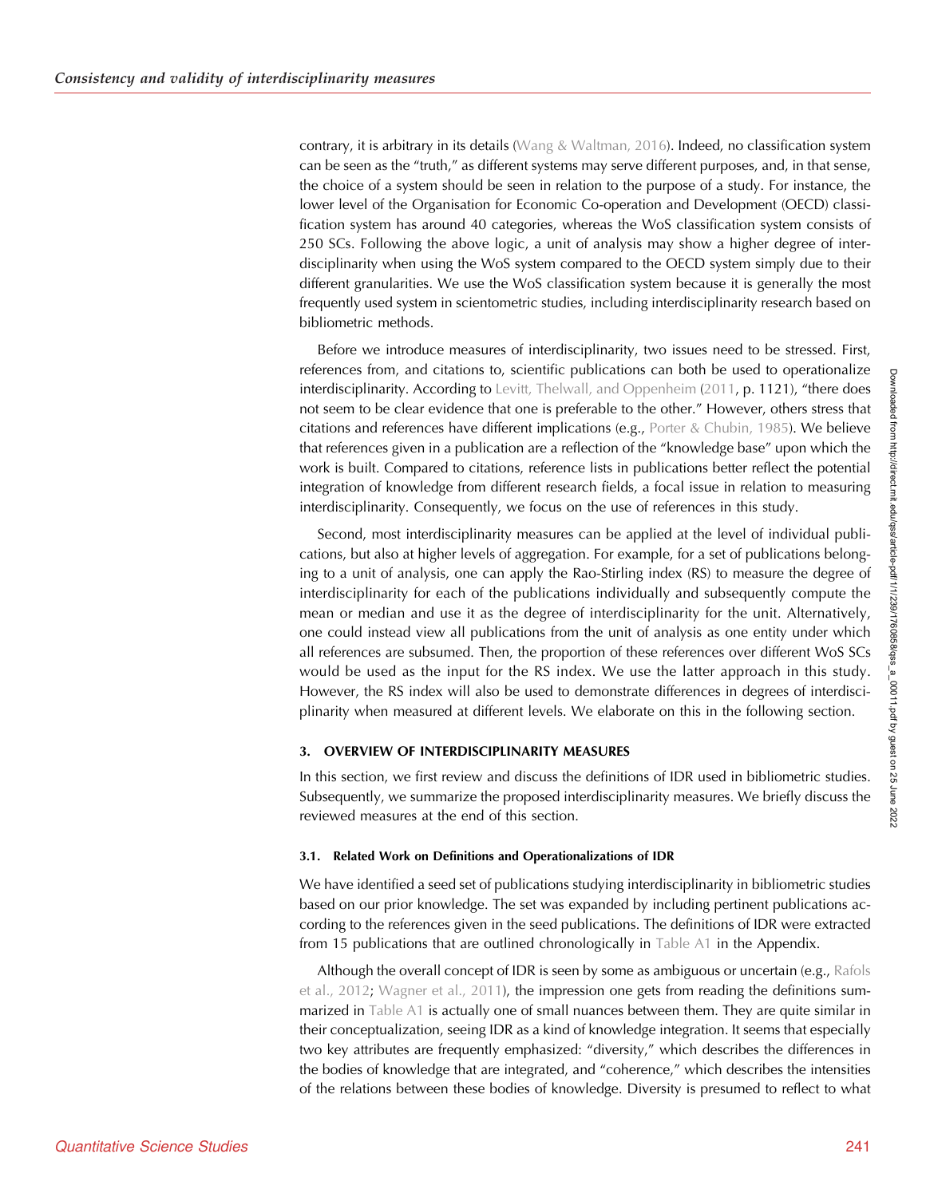contrary, it is arbitrary in its details (Wang & Waltman, 2016). Indeed, no classification system can be seen as the "truth," as different systems may serve different purposes, and, in that sense, the choice of a system should be seen in relation to the purpose of a study. For instance, the lower level of the Organisation for Economic Co-operation and Development (OECD) classification system has around 40 categories, whereas the WoS classification system consists of 250 SCs. Following the above logic, a unit of analysis may show a higher degree of interdisciplinarity when using the WoS system compared to the OECD system simply due to their different granularities. We use the WoS classification system because it is generally the most frequently used system in scientometric studies, including interdisciplinarity research based on bibliometric methods.

Before we introduce measures of interdisciplinarity, two issues need to be stressed. First, references from, and citations to, scientific publications can both be used to operationalize interdisciplinarity. According to Levitt, Thelwall, and Oppenheim (2011, p. 1121), "there does not seem to be clear evidence that one is preferable to the other." However, others stress that citations and references have different implications (e.g., Porter & Chubin, 1985). We believe that references given in a publication are a reflection of the "knowledge base" upon which the work is built. Compared to citations, reference lists in publications better reflect the potential integration of knowledge from different research fields, a focal issue in relation to measuring interdisciplinarity. Consequently, we focus on the use of references in this study.

Second, most interdisciplinarity measures can be applied at the level of individual publications, but also at higher levels of aggregation. For example, for a set of publications belonging to a unit of analysis, one can apply the Rao-Stirling index (RS) to measure the degree of interdisciplinarity for each of the publications individually and subsequently compute the mean or median and use it as the degree of interdisciplinarity for the unit. Alternatively, one could instead view all publications from the unit of analysis as one entity under which all references are subsumed. Then, the proportion of these references over different WoS SCs would be used as the input for the RS index. We use the latter approach in this study. However, the RS index will also be used to demonstrate differences in degrees of interdisciplinarity when measured at different levels. We elaborate on this in the following section.

## 3. OVERVIEW OF INTERDISCIPLINARITY MEASURES

In this section, we first review and discuss the definitions of IDR used in bibliometric studies. Subsequently, we summarize the proposed interdisciplinarity measures. We briefly discuss the reviewed measures at the end of this section.

### 3.1. Related Work on Definitions and Operationalizations of IDR

We have identified a seed set of publications studying interdisciplinarity in bibliometric studies based on our prior knowledge. The set was expanded by including pertinent publications according to the references given in the seed publications. The definitions of IDR were extracted from 15 publications that are outlined chronologically in Table A1 in the Appendix.

Although the overall concept of IDR is seen by some as ambiguous or uncertain (e.g., Rafols et al., 2012; Wagner et al., 2011), the impression one gets from reading the definitions summarized in Table A1 is actually one of small nuances between them. They are quite similar in their conceptualization, seeing IDR as a kind of knowledge integration. It seems that especially two key attributes are frequently emphasized: "diversity," which describes the differences in the bodies of knowledge that are integrated, and "coherence," which describes the intensities of the relations between these bodies of knowledge. Diversity is presumed to reflect to what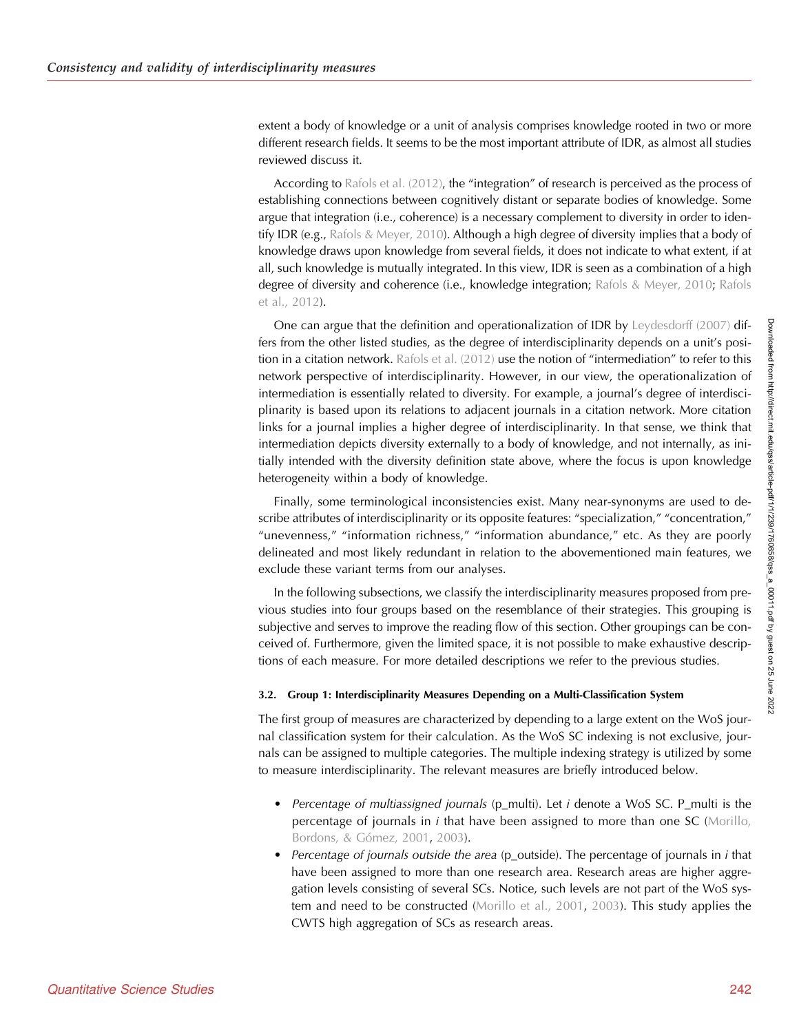extent a body of knowledge or a unit of analysis comprises knowledge rooted in two or more different research fields. It seems to be the most important attribute of IDR, as almost all studies reviewed discuss it.

According to Rafols et al. (2012), the "integration" of research is perceived as the process of establishing connections between cognitively distant or separate bodies of knowledge. Some argue that integration (i.e., coherence) is a necessary complement to diversity in order to identify IDR (e.g., Rafols & Meyer, 2010). Although a high degree of diversity implies that a body of knowledge draws upon knowledge from several fields, it does not indicate to what extent, if at all, such knowledge is mutually integrated. In this view, IDR is seen as a combination of a high degree of diversity and coherence (i.e., knowledge integration; Rafols & Meyer, 2010; Rafols et al., 2012).

One can argue that the definition and operationalization of IDR by Leydesdorff (2007) differs from the other listed studies, as the degree of interdisciplinarity depends on a unit's position in a citation network. Rafols et al. (2012) use the notion of "intermediation" to refer to this network perspective of interdisciplinarity. However, in our view, the operationalization of intermediation is essentially related to diversity. For example, a journal's degree of interdisciplinarity is based upon its relations to adjacent journals in a citation network. More citation links for a journal implies a higher degree of interdisciplinarity. In that sense, we think that intermediation depicts diversity externally to a body of knowledge, and not internally, as initially intended with the diversity definition state above, where the focus is upon knowledge heterogeneity within a body of knowledge.

Finally, some terminological inconsistencies exist. Many near-synonyms are used to describe attributes of interdisciplinarity or its opposite features: "specialization," "concentration," "unevenness," "information richness," "information abundance," etc. As they are poorly delineated and most likely redundant in relation to the abovementioned main features, we exclude these variant terms from our analyses.

In the following subsections, we classify the interdisciplinarity measures proposed from previous studies into four groups based on the resemblance of their strategies. This grouping is subjective and serves to improve the reading flow of this section. Other groupings can be conceived of. Furthermore, given the limited space, it is not possible to make exhaustive descriptions of each measure. For more detailed descriptions we refer to the previous studies.

### 3.2. Group 1: Interdisciplinarity Measures Depending on a Multi-Classification System

The first group of measures are characterized by depending to a large extent on the WoS journal classification system for their calculation. As the WoS SC indexing is not exclusive, journals can be assigned to multiple categories. The multiple indexing strategy is utilized by some to measure interdisciplinarity. The relevant measures are briefly introduced below.

- *Percentage of multiassigned journals* (p_multi). Let *i* denote a WoS SC. P_multi is the percentage of journals in *i* that have been assigned to more than one SC (Morillo, Bordons, & Gómez, 2001, 2003).
- *Percentage of journals outside the area* (p_outside). The percentage of journals in *i* that have been assigned to more than one research area. Research areas are higher aggregation levels consisting of several SCs. Notice, such levels are not part of the WoS system and need to be constructed (Morillo et al., 2001, 2003). This study applies the CWTS high aggregation of SCs as research areas.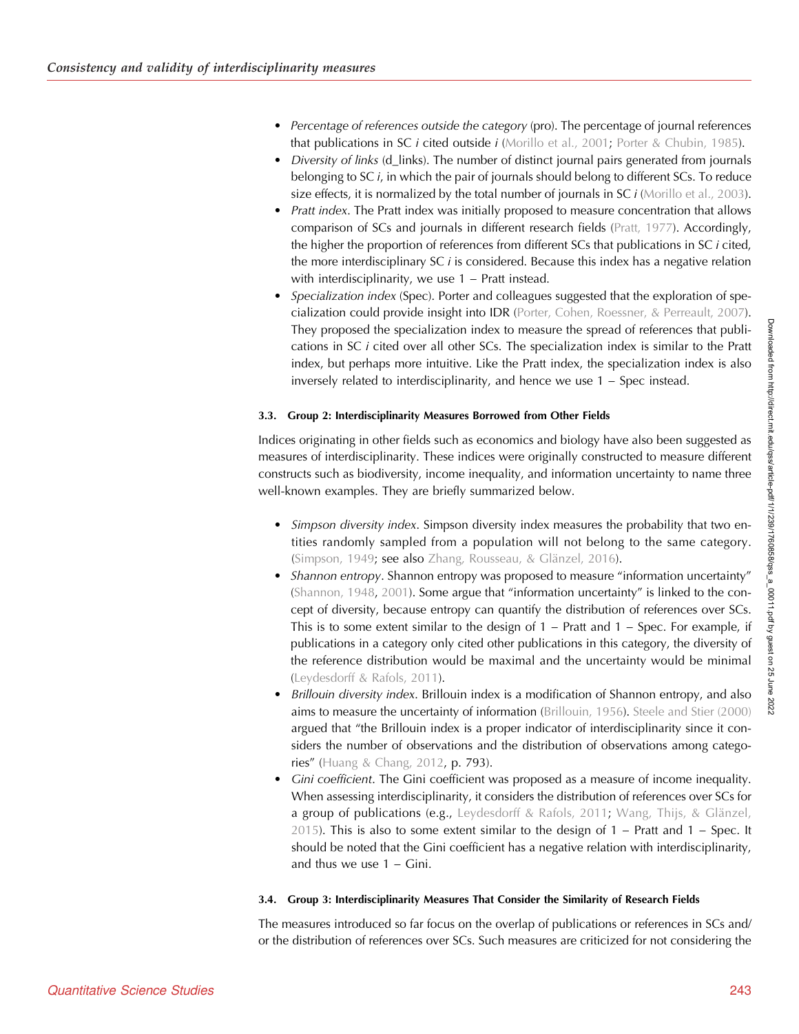- *Percentage of references outside the category* (pro). The percentage of journal references that publications in SC *i* cited outside *i* (Morillo et al., 2001; Porter & Chubin, 1985).
- *Diversity of links* (d_links). The number of distinct journal pairs generated from journals belonging to SC *i*, in which the pair of journals should belong to different SCs. To reduce size effects, it is normalized by the total number of journals in SC *i* (Morillo et al., 2003).
- *Pratt index*. The Pratt index was initially proposed to measure concentration that allows comparison of SCs and journals in different research fields (Pratt, 1977). Accordingly, the higher the proportion of references from different SCs that publications in SC *i* cited, the more interdisciplinary SC *i* is considered. Because this index has a negative relation with interdisciplinarity, we use 1 − Pratt instead.
- *Specialization index* (Spec). Porter and colleagues suggested that the exploration of specialization could provide insight into IDR (Porter, Cohen, Roessner, & Perreault, 2007). They proposed the specialization index to measure the spread of references that publications in SC *i* cited over all other SCs. The specialization index is similar to the Pratt index, but perhaps more intuitive. Like the Pratt index, the specialization index is also inversely related to interdisciplinarity, and hence we use 1 − Spec instead.

### 3.3. Group 2: Interdisciplinarity Measures Borrowed from Other Fields

Indices originating in other fields such as economics and biology have also been suggested as measures of interdisciplinarity. These indices were originally constructed to measure different constructs such as biodiversity, income inequality, and information uncertainty to name three well-known examples. They are briefly summarized below.

- *Simpson diversity index*. Simpson diversity index measures the probability that two entities randomly sampled from a population will not belong to the same category. (Simpson, 1949; see also Zhang, Rousseau, & Glänzel, 2016).
- *Shannon entropy*. Shannon entropy was proposed to measure "information uncertainty" (Shannon, 1948, 2001). Some argue that "information uncertainty" is linked to the concept of diversity, because entropy can quantify the distribution of references over SCs. This is to some extent similar to the design of 1 − Pratt and 1 − Spec. For example, if publications in a category only cited other publications in this category, the diversity of the reference distribution would be maximal and the uncertainty would be minimal (Leydesdorff & Rafols, 2011).
- *Brillouin diversity index*. Brillouin index is a modification of Shannon entropy, and also aims to measure the uncertainty of information (Brillouin, 1956). Steele and Stier (2000) argued that "the Brillouin index is a proper indicator of interdisciplinarity since it considers the number of observations and the distribution of observations among categories" (Huang & Chang, 2012, p. 793).
- *Gini coefficient*. The Gini coefficient was proposed as a measure of income inequality. When assessing interdisciplinarity, it considers the distribution of references over SCs for a group of publications (e.g., Leydesdorff & Rafols, 2011; Wang, Thijs, & Glänzel, 2015). This is also to some extent similar to the design of 1 − Pratt and 1 − Spec. It should be noted that the Gini coefficient has a negative relation with interdisciplinarity, and thus we use 1 − Gini.

### 3.4. Group 3: Interdisciplinarity Measures That Consider the Similarity of Research Fields

The measures introduced so far focus on the overlap of publications or references in SCs and/or the distribution of references over SCs. Such measures are criticized for not considering the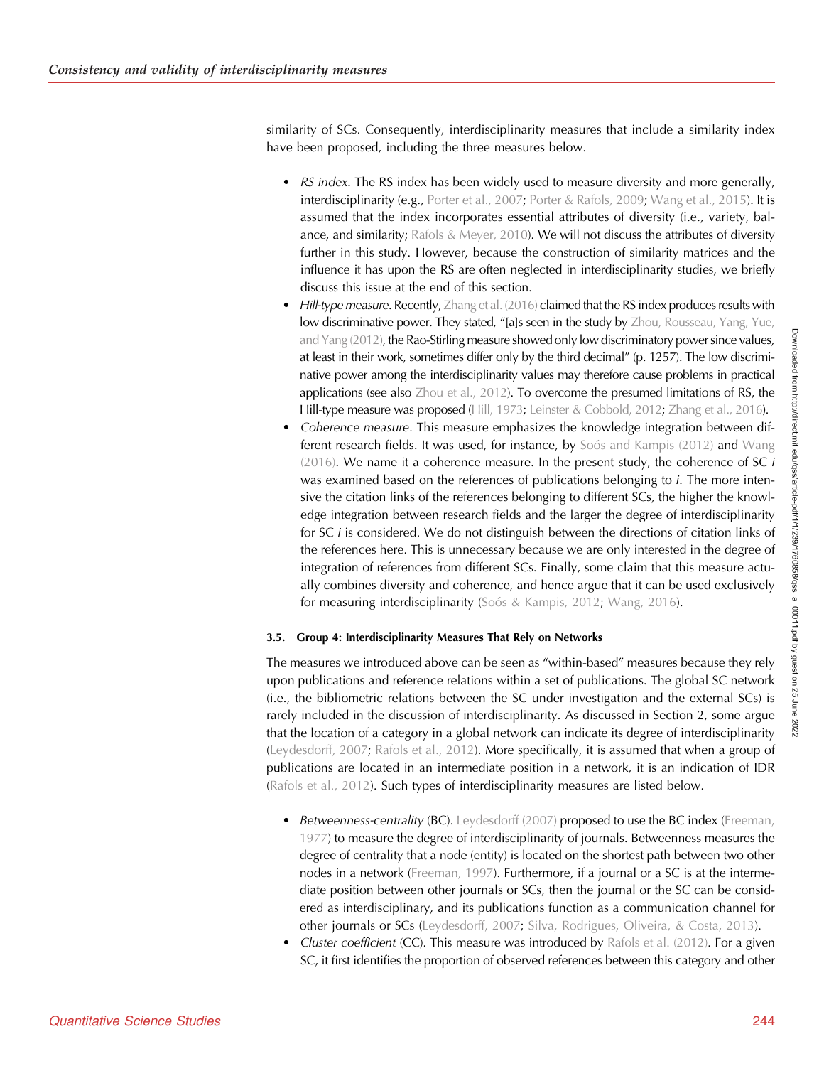similarity of SCs. Consequently, interdisciplinarity measures that include a similarity index have been proposed, including the three measures below.

- *RS index*. The RS index has been widely used to measure diversity and more generally, interdisciplinarity (e.g., Porter et al., 2007; Porter & Rafols, 2009; Wang et al., 2015). It is assumed that the index incorporates essential attributes of diversity (i.e., variety, balance, and similarity; Rafols & Meyer, 2010). We will not discuss the attributes of diversity further in this study. However, because the construction of similarity matrices and the influence it has upon the RS are often neglected in interdisciplinarity studies, we briefly discuss this issue at the end of this section.
- *Hill-type measure*. Recently, Zhang et al. (2016) claimed that the RS index produces results with low discriminative power. They stated, "[a]s seen in the study by Zhou, Rousseau, Yang, Yue, and Yang (2012), the Rao-Stirling measure showed only low discriminatory power since values, at least in their work, sometimes differ only by the third decimal" (p. 1257). The low discriminative power among the interdisciplinarity values may therefore cause problems in practical applications (see also Zhou et al., 2012). To overcome the presumed limitations of RS, the Hill-type measure was proposed (Hill, 1973; Leinster & Cobbold, 2012; Zhang et al., 2016).
- *Coherence measure*. This measure emphasizes the knowledge integration between different research fields. It was used, for instance, by Soós and Kampis (2012) and Wang (2016). We name it a coherence measure. In the present study, the coherence of SC *i* was examined based on the references of publications belonging to *i*. The more intensive the citation links of the references belonging to different SCs, the higher the knowledge integration between research fields and the larger the degree of interdisciplinarity for SC *i* is considered. We do not distinguish between the directions of citation links of the references here. This is unnecessary because we are only interested in the degree of integration of references from different SCs. Finally, some claim that this measure actually combines diversity and coherence, and hence argue that it can be used exclusively for measuring interdisciplinarity (Soós & Kampis, 2012; Wang, 2016).

### 3.5. Group 4: Interdisciplinarity Measures That Rely on Networks

The measures we introduced above can be seen as "within-based" measures because they rely upon publications and reference relations within a set of publications. The global SC network (i.e., the bibliometric relations between the SC under investigation and the external SCs) is rarely included in the discussion of interdisciplinarity. As discussed in Section 2, some argue that the location of a category in a global network can indicate its degree of interdisciplinarity (Leydesdorff, 2007; Rafols et al., 2012). More specifically, it is assumed that when a group of publications are located in an intermediate position in a network, it is an indication of IDR (Rafols et al., 2012). Such types of interdisciplinarity measures are listed below.

- *Betweenness-centrality* (BC). Leydesdorff (2007) proposed to use the BC index (Freeman, 1977) to measure the degree of interdisciplinarity of journals. Betweenness measures the degree of centrality that a node (entity) is located on the shortest path between two other nodes in a network (Freeman, 1997). Furthermore, if a journal or a SC is at the intermediate position between other journals or SCs, then the journal or the SC can be considered as interdisciplinary, and its publications function as a communication channel for other journals or SCs (Leydesdorff, 2007; Silva, Rodrigues, Oliveira, & Costa, 2013).
- *Cluster coefficient* (CC). This measure was introduced by Rafols et al. (2012). For a given SC, it first identifies the proportion of observed references between this category and other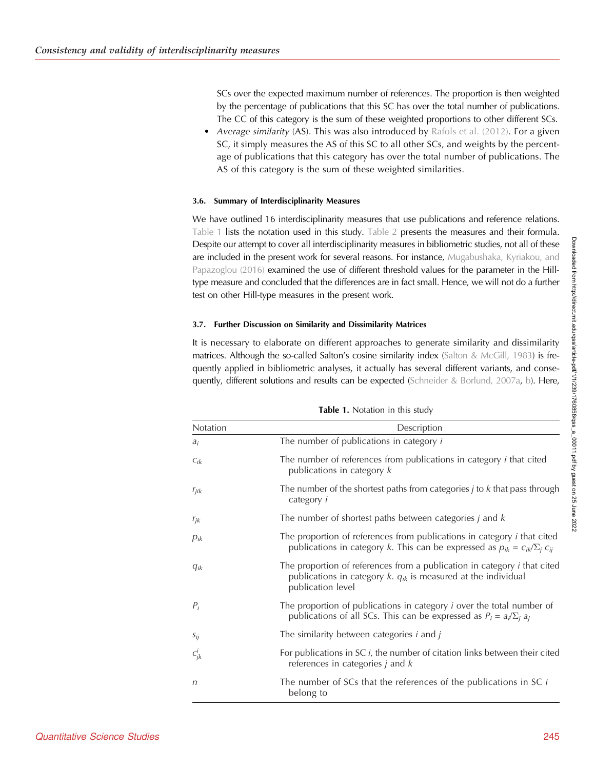SCs over the expected maximum number of references. The proportion is then weighted by the percentage of publications that this SC has over the total number of publications. The CC of this category is the sum of these weighted proportions to other different SCs.

- *Average similarity* (AS). This was also introduced by Rafols et al. (2012). For a given SC, it simply measures the AS of this SC to all other SCs, and weights by the percentage of publications that this category has over the total number of publications. The AS of this category is the sum of these weighted similarities.

#### 3.6. Summary of Interdisciplinarity Measures

We have outlined 16 interdisciplinarity measures that use publications and reference relations. Table 1 lists the notation used in this study. Table 2 presents the measures and their formula. Despite our attempt to cover all interdisciplinarity measures in bibliometric studies, not all of these are included in the present work for several reasons. For instance, Mugabushaka, Kyriakou, and Papazoglou (2016) examined the use of different threshold values for the parameter in the Hill-type measure and concluded that the differences are in fact small. Hence, we will not do a further test on other Hill-type measures in the present work.

#### 3.7. Further Discussion on Similarity and Dissimilarity Matrices

It is necessary to elaborate on different approaches to generate similarity and dissimilarity matrices. Although the so-called Salton's cosine similarity index (Salton & McGill, 1983) is frequently applied in bibliometric analyses, it actually has several different variants, and consequently, different solutions and results can be expected (Schneider & Borlund, 2007a, b). Here,

**Table 1.** Notation in this study

| Notation | Description |
|---|---|
| $a_i$ | The number of publications in category $i$ |
| $c_{ik}$ | The number of references from publications in category $i$ that cited publications in category $k$ |
| $r_{jik}$ | The number of the shortest paths from categories $j$ to $k$ that pass through category $i$ |
| $r_{jk}$ | The number of shortest paths between categories $j$ and $k$ |
| $p_{ik}$ | The proportion of references from publications in category $i$ that cited publications in category $k$. This can be expressed as $p_{ik} = c_{ik}/\Sigma_j c_{ij}$ |
| $q_{ik}$ | The proportion of references from a publication in category $i$ that cited publications in category $k$. $q_{ik}$ is measured at the individual publication level |
| $P_i$ | The proportion of publications in category $i$ over the total number of publications of all SCs. This can be expressed as $P_i = a_i/\Sigma_j a_j$ |
| $s_{ij}$ | The similarity between categories $i$ and $j$ |
| $c^i_{jk}$ | For publications in SC $i$, the number of citation links between their cited references in categories $j$ and $k$ |
| $n$ | The number of SCs that the references of the publications in SC $i$ belong to |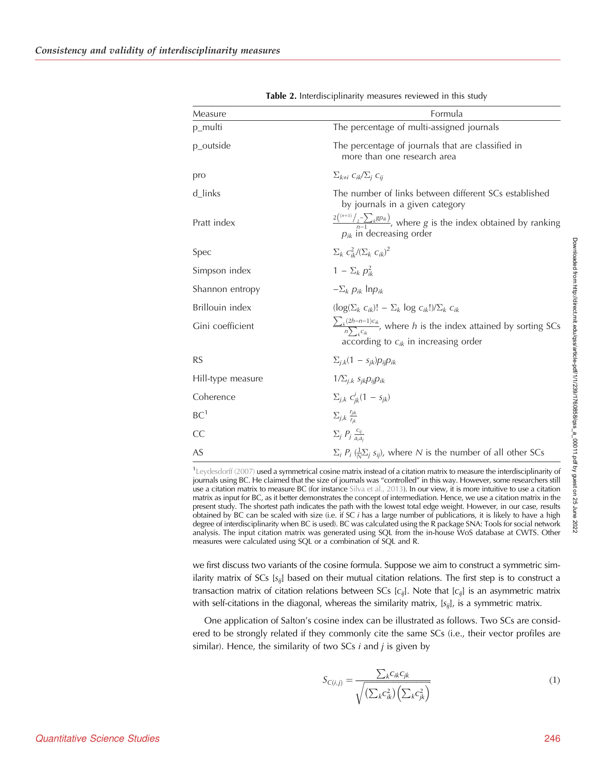**Table 2.** Interdisciplinarity measures reviewed in this study

| Measure | Formula |
|---|---|
| p_multi | The percentage of multi-assigned journals |
| p_outside | The percentage of journals that are classified in more than one research area |
| pro | $\Sigma_{k \neq i}\, c_{ik} / \Sigma_j\, c_{ij}$ |
| d_links | The number of links between different SCs established by journals in a given category |
| Pratt index | $\frac{2\left(^{(n+1)}/_{2} - \sum_k g p_{ik}\right)}{n-1}$, where $g$ is the index obtained by ranking $p_{ik}$ in decreasing order |
| Spec | $\Sigma_k\, c_{ik}^2 / (\Sigma_k\, c_{ik})^2$ |
| Simpson index | $1 - \Sigma_k\, p_{ik}^2$ |
| Shannon entropy | $-\Sigma_k\, p_{ik} \ln p_{ik}$ |
| Brillouin index | $(\log(\Sigma_k\, c_{ik})! - \Sigma_k \log c_{ik}!)/\Sigma_k\, c_{ik}$ |
| Gini coefficient | $\frac{\sum_k (2h-n-1)c_{ik}}{n \sum_k c_{ik}}$, where $h$ is the index attained by sorting SCs according to $c_{ik}$ in increasing order |
| RS | $\Sigma_{j,k}(1 - s_{jk}) p_{ij} p_{ik}$ |
| Hill-type measure | $1/\Sigma_{j,k}\, s_{jk} p_{ij} p_{ik}$ |
| Coherence | $\Sigma_{j,k}\, c_{jk}^{i}(1 - s_{jk})$ |
| BC[1] | $\Sigma_{j,k} \frac{r_{jik}}{r_{jk}}$ |
| CC | $\Sigma_j\, P_j \frac{c_{ij}}{a_i a_j}$ |
| AS | $\Sigma_i\, P_i \left(\frac{1}{N}\Sigma_j\, s_{ij}\right)$, where $N$ is the number of all other SCs |

[1] Leydesdorff (2007) used a symmetrical cosine matrix instead of a citation matrix to measure the interdisciplinarity of journals using BC. He claimed that the size of journals was "controlled" in this way. However, some researchers still use a citation matrix to measure BC (for instance Silva et al., 2013). In our view, it is more intuitive to use a citation matrix as input for BC, as it better demonstrates the concept of intermediation. Hence, we use a citation matrix in the present study. The shortest path indicates the path with the lowest total edge weight. However, in our case, results obtained by BC can be scaled with size (i.e. if SC $i$ has a large number of publications, it is likely to have a high degree of interdisciplinarity when BC is used). BC was calculated using the R package SNA: Tools for social network analysis. The input citation matrix was generated using SQL from the in-house WoS database at CWTS. Other measures were calculated using SQL or a combination of SQL and R.

we first discuss two variants of the cosine formula. Suppose we aim to construct a symmetric similarity matrix of SCs $[s_{ij}]$ based on their mutual citation relations. The first step is to construct a transaction matrix of citation relations between SCs $[c_{ij}]$. Note that $[c_{ij}]$ is an asymmetric matrix with self-citations in the diagonal, whereas the similarity matrix, $[s_{ij}]$, is a symmetric matrix.

One application of Salton's cosine index can be illustrated as follows. Two SCs are considered to be strongly related if they commonly cite the same SCs (i.e., their vector profiles are similar). Hence, the similarity of two SCs $i$ and $j$ is given by

$$S_{C(i,j)} = \frac{\sum_k c_{ik} c_{jk}}{\sqrt{\left(\sum_k c_{ik}^2\right)\left(\sum_k c_{jk}^2\right)}} \tag{1}$$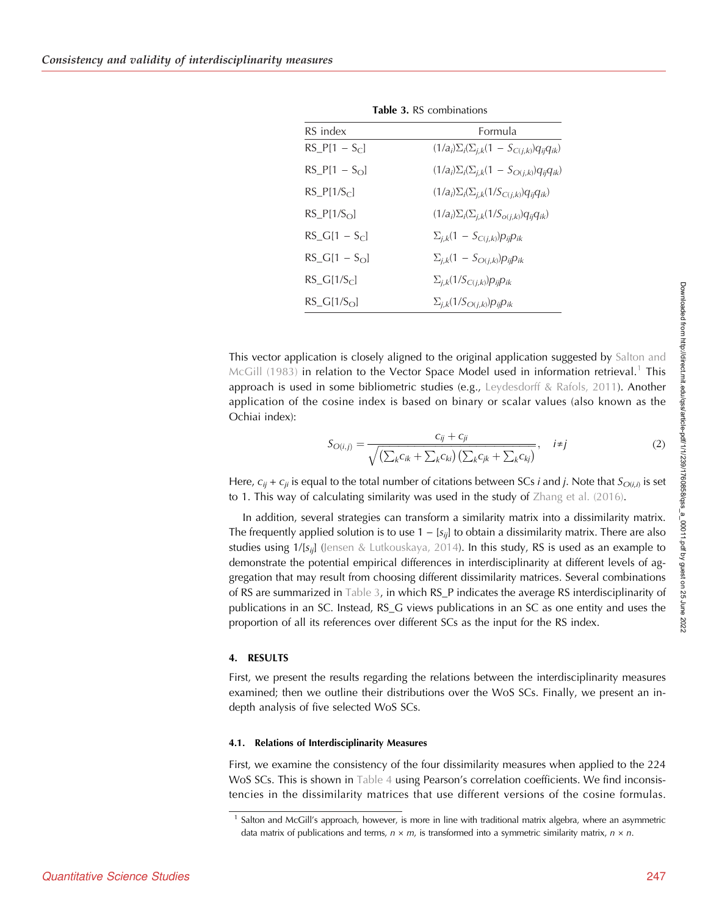**Table 3.** RS combinations

| RS index | Formula |
|---|---|
| RS_P[1 − $S_C$] | $(1/a_i)\Sigma_i(\Sigma_{j,k}(1 - S_{C(j,k)})q_{ij}q_{ik})$ |
| RS_P[1 − $S_O$] | $(1/a_i)\Sigma_i(\Sigma_{j,k}(1 - S_{O(j,k)})q_{ij}q_{ik})$ |
| RS_P[1/$S_C$] | $(1/a_i)\Sigma_i(\Sigma_{j,k}(1/S_{C(j,k)})q_{ij}q_{ik})$ |
| RS_P[1/$S_O$] | $(1/a_i)\Sigma_i(\Sigma_{j,k}(1/S_{o(j,k)})q_{ij}q_{ik})$ |
| RS_G[1 − $S_C$] | $\Sigma_{j,k}(1 - S_{C(j,k)})p_{ij}p_{ik}$ |
| RS_G[1 − $S_O$] | $\Sigma_{j,k}(1 - S_{O(j,k)})p_{ij}p_{ik}$ |
| RS_G[1/$S_C$] | $\Sigma_{j,k}(1/S_{C(j,k)})p_{ij}p_{ik}$ |
| RS_G[1/$S_O$] | $\Sigma_{j,k}(1/S_{O(j,k)})p_{ij}p_{ik}$ |

This vector application is closely aligned to the original application suggested by Salton and McGill (1983) in relation to the Vector Space Model used in information retrieval.[1] This approach is used in some bibliometric studies (e.g., Leydesdorff & Rafols, 2011). Another application of the cosine index is based on binary or scalar values (also known as the Ochiai index):

$$S_{O(i,j)} = \frac{c_{ij} + c_{ji}}{\sqrt{\left(\sum_k c_{ik} + \sum_k c_{ki}\right)\left(\sum_k c_{jk} + \sum_k c_{kj}\right)}}, \quad i \neq j \tag{2}$$

Here, $c_{ij} + c_{ji}$ is equal to the total number of citations between SCs $i$ and $j$. Note that $S_{O(i,i)}$ is set to 1. This way of calculating similarity was used in the study of Zhang et al. (2016).

In addition, several strategies can transform a similarity matrix into a dissimilarity matrix. The frequently applied solution is to use 1 − [$s_{ij}$] to obtain a dissimilarity matrix. There are also studies using 1/[$s_{ij}$] (Jensen & Lutkouskaya, 2014). In this study, RS is used as an example to demonstrate the potential empirical differences in interdisciplinarity at different levels of aggregation that may result from choosing different dissimilarity matrices. Several combinations of RS are summarized in Table 3, in which RS_P indicates the average RS interdisciplinarity of publications in an SC. Instead, RS_G views publications in an SC as one entity and uses the proportion of all its references over different SCs as the input for the RS index.

## 4. RESULTS

First, we present the results regarding the relations between the interdisciplinarity measures examined; then we outline their distributions over the WoS SCs. Finally, we present an in-depth analysis of five selected WoS SCs.

### 4.1. Relations of Interdisciplinarity Measures

First, we examine the consistency of the four dissimilarity measures when applied to the 224 WoS SCs. This is shown in Table 4 using Pearson's correlation coefficients. We find inconsistencies in the dissimilarity matrices that use different versions of the cosine formulas.

[1] Salton and McGill's approach, however, is more in line with traditional matrix algebra, where an asymmetric data matrix of publications and terms, $n \times m$, is transformed into a symmetric similarity matrix, $n \times n$.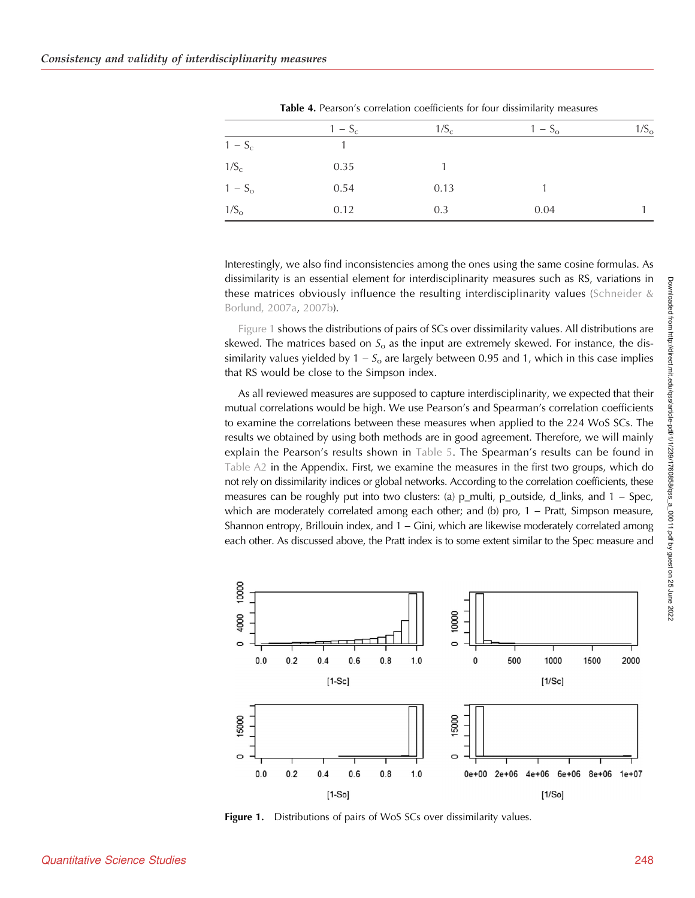**Table 4.** Pearson's correlation coefficients for four dissimilarity measures

| | $1 - S_c$ | $1/S_c$ | $1 - S_o$ | $1/S_o$ |
|---|---|---|---|---|
| $1 - S_c$ | 1 | | | |
| $1/S_c$ | 0.35 | 1 | | |
| $1 - S_o$ | 0.54 | 0.13 | 1 | |
| $1/S_o$ | 0.12 | 0.3 | 0.04 | 1 |

Interestingly, we also find inconsistencies among the ones using the same cosine formulas. As dissimilarity is an essential element for interdisciplinarity measures such as RS, variations in these matrices obviously influence the resulting interdisciplinarity values (Schneider & Borlund, 2007a, 2007b).

Figure 1 shows the distributions of pairs of SCs over dissimilarity values. All distributions are skewed. The matrices based on $S_o$ as the input are extremely skewed. For instance, the dissimilarity values yielded by $1 - S_o$ are largely between 0.95 and 1, which in this case implies that RS would be close to the Simpson index.

As all reviewed measures are supposed to capture interdisciplinarity, we expected that their mutual correlations would be high. We use Pearson's and Spearman's correlation coefficients to examine the correlations between these measures when applied to the 224 WoS SCs. The results we obtained by using both methods are in good agreement. Therefore, we will mainly explain the Pearson's results shown in Table 5. The Spearman's results can be found in Table A2 in the Appendix. First, we examine the measures in the first two groups, which do not rely on dissimilarity indices or global networks. According to the correlation coefficients, these measures can be roughly put into two clusters: (a) p_multi, p_outside, d_links, and 1 − Spec, which are moderately correlated among each other; and (b) pro, 1 − Pratt, Simpson measure, Shannon entropy, Brillouin index, and 1 − Gini, which are likewise moderately correlated among each other. As discussed above, the Pratt index is to some extent similar to the Spec measure and

**Figure 1.** Distributions of pairs of WoS SCs over dissimilarity values.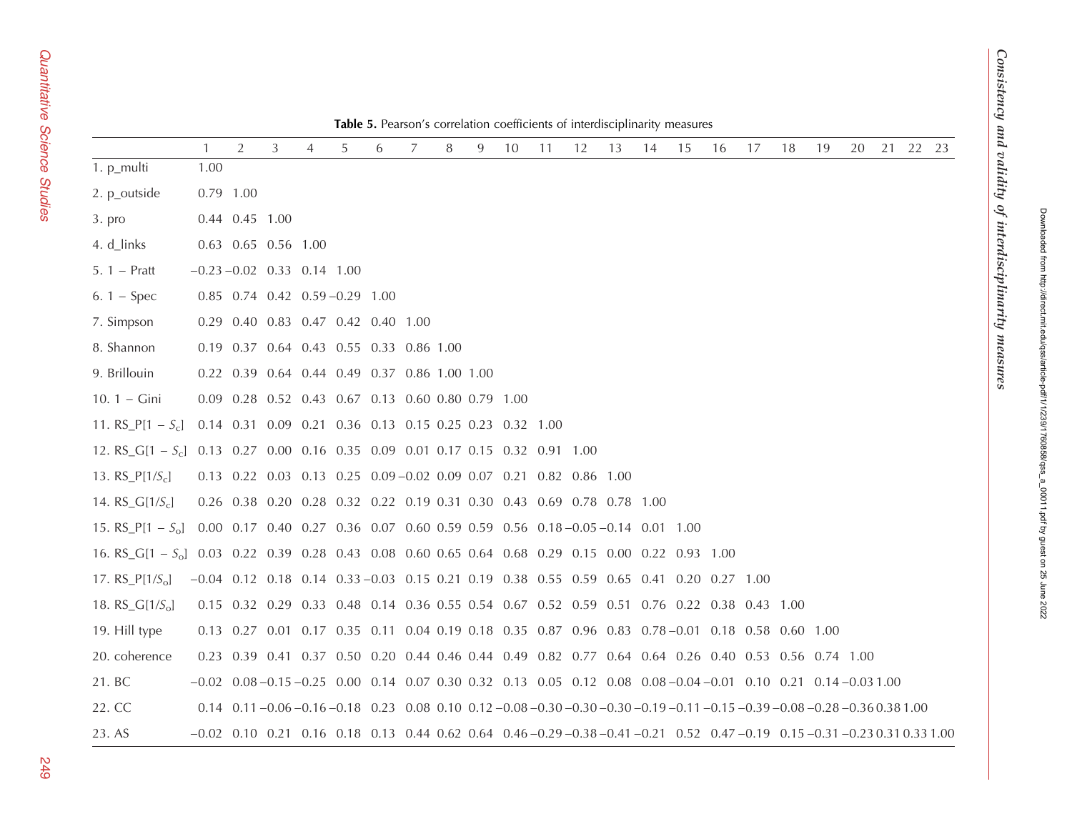**Table 5.** Pearson's correlation coefficients of interdisciplinarity measures

| | 1 | 2 | 3 | 4 | 5 | 6 | 7 | 8 | 9 | 10 | 11 | 12 | 13 | 14 | 15 | 16 | 17 | 18 | 19 | 20 | 21 | 22 | 23 |
|---|---|---|---|---|---|---|---|---|---|---|---|---|---|---|---|---|---|---|---|---|---|---|---|
| 1. p_multi | 1.00 | | | | | | | | | | | | | | | | | | | | | | |
| 2. p_outside | 0.79 | 1.00 | | | | | | | | | | | | | | | | | | | | | |
| 3. pro | 0.44 | 0.45 | 1.00 | | | | | | | | | | | | | | | | | | | | |
| 4. d_links | 0.63 | 0.65 | 0.56 | 1.00 | | | | | | | | | | | | | | | | | | | |
| 5. 1 − Pratt | −0.23 | −0.02 | 0.33 | 0.14 | 1.00 | | | | | | | | | | | | | | | | | | |
| 6. 1 − Spec | 0.85 | 0.74 | 0.42 | 0.59 | −0.29 | 1.00 | | | | | | | | | | | | | | | | | |
| 7. Simpson | 0.29 | 0.40 | 0.83 | 0.47 | 0.42 | 0.40 | 1.00 | | | | | | | | | | | | | | | | |
| 8. Shannon | 0.19 | 0.37 | 0.64 | 0.43 | 0.55 | 0.33 | 0.86 | 1.00 | | | | | | | | | | | | | | | |
| 9. Brillouin | 0.22 | 0.39 | 0.64 | 0.44 | 0.49 | 0.37 | 0.86 | 1.00 | 1.00 | | | | | | | | | | | | | | |
| 10. 1 − Gini | 0.09 | 0.28 | 0.52 | 0.43 | 0.67 | 0.13 | 0.60 | 0.80 | 0.79 | 1.00 | | | | | | | | | | | | | |
| 11. RS_P[1 − $S_c$] | 0.14 | 0.31 | 0.09 | 0.21 | 0.36 | 0.13 | 0.15 | 0.25 | 0.23 | 0.32 | 1.00 | | | | | | | | | | | | |
| 12. RS_G[1 − $S_c$] | 0.13 | 0.27 | 0.00 | 0.16 | 0.35 | 0.09 | 0.01 | 0.17 | 0.15 | 0.32 | 0.91 | 1.00 | | | | | | | | | | | |
| 13. RS_P[1/$S_c$] | 0.13 | 0.22 | 0.03 | 0.13 | 0.25 | 0.09 | −0.02 | 0.09 | 0.07 | 0.21 | 0.82 | 0.86 | 1.00 | | | | | | | | | | |
| 14. RS_G[1/$S_c$] | 0.26 | 0.38 | 0.20 | 0.28 | 0.32 | 0.22 | 0.19 | 0.31 | 0.30 | 0.43 | 0.69 | 0.78 | 0.78 | 1.00 | | | | | | | | | |
| 15. RS_P[1 − $S_o$] | 0.00 | 0.17 | 0.40 | 0.27 | 0.36 | 0.07 | 0.60 | 0.59 | 0.59 | 0.56 | 0.18 | −0.05 | −0.14 | 0.01 | 1.00 | | | | | | | | |
| 16. RS_G[1 − $S_o$] | 0.03 | 0.22 | 0.39 | 0.28 | 0.43 | 0.08 | 0.60 | 0.65 | 0.64 | 0.68 | 0.29 | 0.15 | 0.00 | 0.22 | 0.93 | 1.00 | | | | | | | |
| 17. RS_P[1/$S_o$] | −0.04 | 0.12 | 0.18 | 0.14 | 0.33 | −0.03 | 0.15 | 0.21 | 0.19 | 0.38 | 0.55 | 0.59 | 0.65 | 0.41 | 0.20 | 0.27 | 1.00 | | | | | | |
| 18. RS_G[1/$S_o$] | 0.15 | 0.32 | 0.29 | 0.33 | 0.48 | 0.14 | 0.36 | 0.55 | 0.54 | 0.67 | 0.52 | 0.59 | 0.51 | 0.76 | 0.22 | 0.38 | 0.43 | 1.00 | | | | | |
| 19. Hill type | 0.13 | 0.27 | 0.01 | 0.17 | 0.35 | 0.11 | 0.04 | 0.19 | 0.18 | 0.35 | 0.87 | 0.96 | 0.83 | 0.78 | −0.01 | 0.18 | 0.58 | 0.60 | 1.00 | | | | |
| 20. coherence | 0.23 | 0.39 | 0.41 | 0.37 | 0.50 | 0.20 | 0.44 | 0.46 | 0.44 | 0.49 | 0.82 | 0.77 | 0.64 | 0.64 | 0.26 | 0.40 | 0.53 | 0.56 | 0.74 | 1.00 | | | |
| 21. BC | −0.02 | 0.08 | −0.15 | −0.25 | 0.00 | 0.14 | 0.07 | 0.30 | 0.32 | 0.13 | 0.05 | 0.12 | 0.08 | 0.08 | −0.04 | −0.01 | 0.10 | 0.21 | 0.14 | −0.03 | 1.00 | | |
| 22. CC | 0.14 | 0.11 | −0.06 | −0.16 | −0.18 | 0.23 | 0.08 | 0.10 | 0.12 | −0.08 | −0.30 | −0.30 | −0.30 | −0.19 | −0.11 | −0.15 | −0.39 | −0.08 | −0.28 | −0.36 | 0.38 | 1.00 | |
| 23. AS | −0.02 | 0.10 | 0.21 | 0.16 | 0.18 | 0.13 | 0.44 | 0.62 | 0.64 | 0.46 | −0.29 | −0.38 | −0.41 | −0.21 | 0.52 | 0.47 | −0.19 | 0.15 | −0.31 | −0.23 | 0.31 | 0.33 | 1.00 |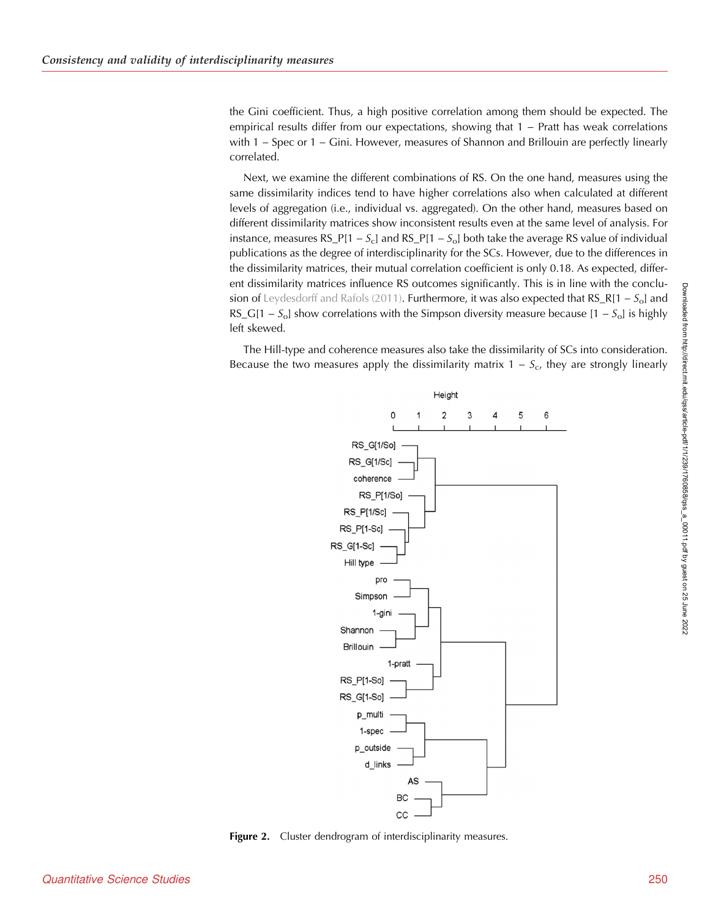the Gini coefficient. Thus, a high positive correlation among them should be expected. The empirical results differ from our expectations, showing that 1 − Pratt has weak correlations with 1 − Spec or 1 − Gini. However, measures of Shannon and Brillouin are perfectly linearly correlated.

Next, we examine the different combinations of RS. On the one hand, measures using the same dissimilarity indices tend to have higher correlations also when calculated at different levels of aggregation (i.e., individual vs. aggregated). On the other hand, measures based on different dissimilarity matrices show inconsistent results even at the same level of analysis. For instance, measures RS_P[1 − $S_c$] and RS_P[1 − $S_o$] both take the average RS value of individual publications as the degree of interdisciplinarity for the SCs. However, due to the differences in the dissimilarity matrices, their mutual correlation coefficient is only 0.18. As expected, different dissimilarity matrices influence RS outcomes significantly. This is in line with the conclusion of Leydesdorff and Rafols (2011). Furthermore, it was also expected that RS_R[1 − $S_o$] and RS_G[1 − $S_o$] show correlations with the Simpson diversity measure because [1 − $S_o$] is highly left skewed.

The Hill-type and coherence measures also take the dissimilarity of SCs into consideration. Because the two measures apply the dissimilarity matrix 1 − $S_c$, they are strongly linearly

**Figure 2.** Cluster dendrogram of interdisciplinarity measures.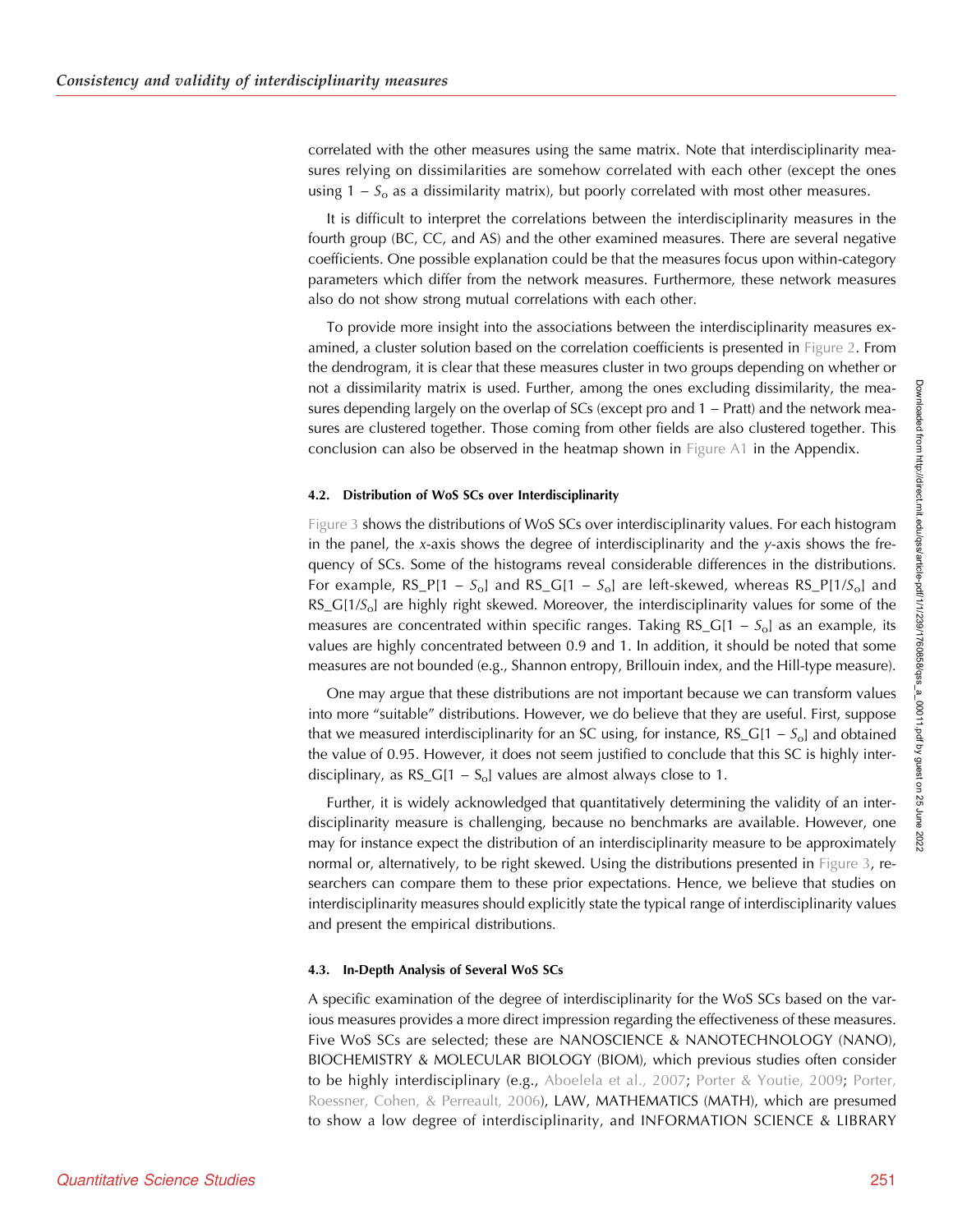correlated with the other measures using the same matrix. Note that interdisciplinarity measures relying on dissimilarities are somehow correlated with each other (except the ones using $1 - S_o$ as a dissimilarity matrix), but poorly correlated with most other measures.

It is difficult to interpret the correlations between the interdisciplinarity measures in the fourth group (BC, CC, and AS) and the other examined measures. There are several negative coefficients. One possible explanation could be that the measures focus upon within-category parameters which differ from the network measures. Furthermore, these network measures also do not show strong mutual correlations with each other.

To provide more insight into the associations between the interdisciplinarity measures examined, a cluster solution based on the correlation coefficients is presented in Figure 2. From the dendrogram, it is clear that these measures cluster in two groups depending on whether or not a dissimilarity matrix is used. Further, among the ones excluding dissimilarity, the measures depending largely on the overlap of SCs (except pro and 1 − Pratt) and the network measures are clustered together. Those coming from other fields are also clustered together. This conclusion can also be observed in the heatmap shown in Figure A1 in the Appendix.

### 4.2. Distribution of WoS SCs over Interdisciplinarity

Figure 3 shows the distributions of WoS SCs over interdisciplinarity values. For each histogram in the panel, the *x*-axis shows the degree of interdisciplinarity and the *y*-axis shows the frequency of SCs. Some of the histograms reveal considerable differences in the distributions. For example, RS_P[$1 - S_o$] and RS_G[$1 - S_o$] are left-skewed, whereas RS_P[$1/S_o$] and RS_G[$1/S_o$] are highly right skewed. Moreover, the interdisciplinarity values for some of the measures are concentrated within specific ranges. Taking RS_G[$1 - S_o$] as an example, its values are highly concentrated between 0.9 and 1. In addition, it should be noted that some measures are not bounded (e.g., Shannon entropy, Brillouin index, and the Hill-type measure).

One may argue that these distributions are not important because we can transform values into more "suitable" distributions. However, we do believe that they are useful. First, suppose that we measured interdisciplinarity for an SC using, for instance, RS_G[$1 - S_o$] and obtained the value of 0.95. However, it does not seem justified to conclude that this SC is highly interdisciplinary, as RS_G[$1 - S_o$] values are almost always close to 1.

Further, it is widely acknowledged that quantitatively determining the validity of an interdisciplinarity measure is challenging, because no benchmarks are available. However, one may for instance expect the distribution of an interdisciplinarity measure to be approximately normal or, alternatively, to be right skewed. Using the distributions presented in Figure 3, researchers can compare them to these prior expectations. Hence, we believe that studies on interdisciplinarity measures should explicitly state the typical range of interdisciplinarity values and present the empirical distributions.

### 4.3. In-Depth Analysis of Several WoS SCs

A specific examination of the degree of interdisciplinarity for the WoS SCs based on the various measures provides a more direct impression regarding the effectiveness of these measures. Five WoS SCs are selected; these are NANOSCIENCE & NANOTECHNOLOGY (NANO), BIOCHEMISTRY & MOLECULAR BIOLOGY (BIOM), which previous studies often consider to be highly interdisciplinary (e.g., Aboelela et al., 2007; Porter & Youtie, 2009; Porter, Roessner, Cohen, & Perreault, 2006), LAW, MATHEMATICS (MATH), which are presumed to show a low degree of interdisciplinarity, and INFORMATION SCIENCE & LIBRARY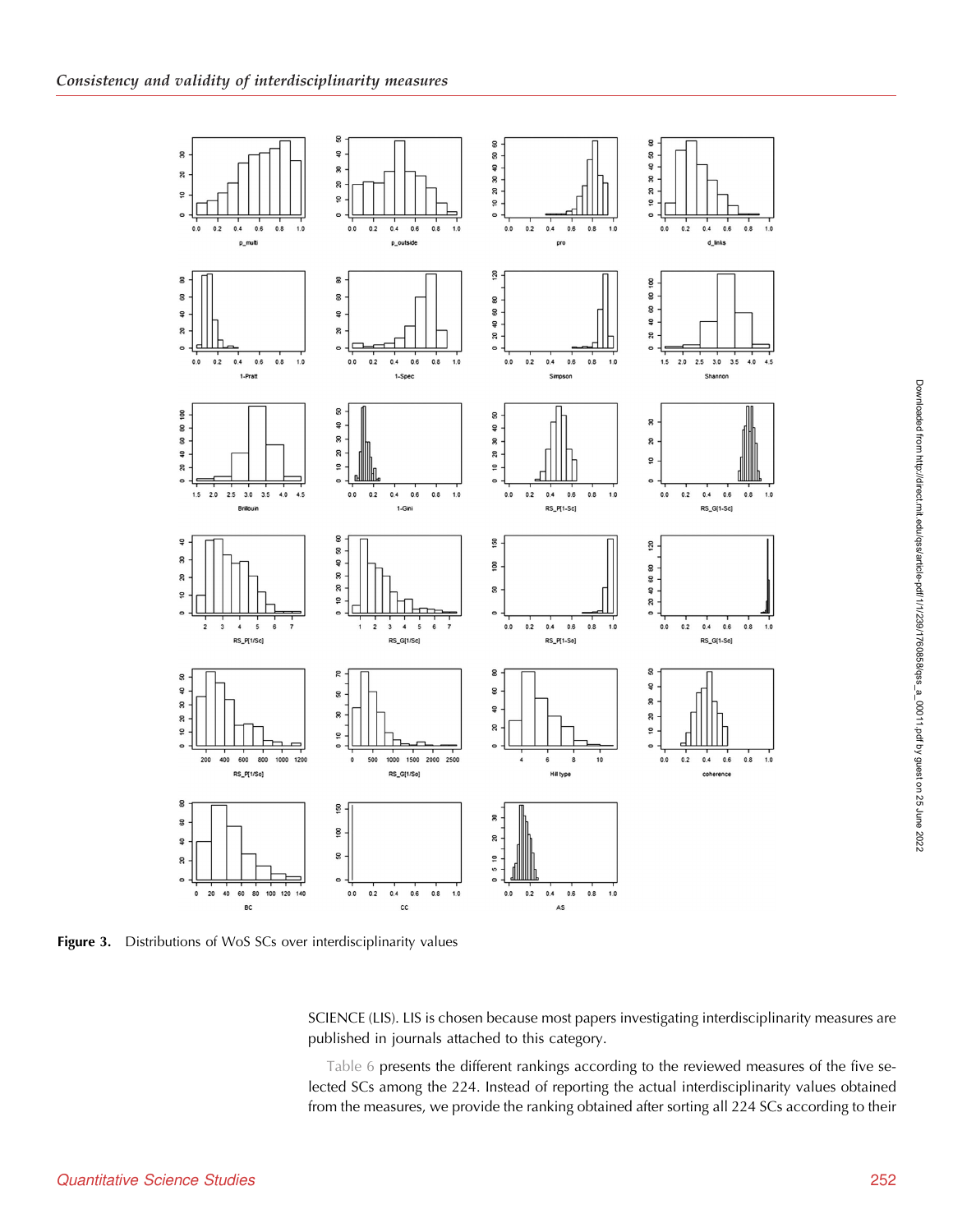Figure 3. Distributions of WoS SCs over interdisciplinarity values

SCIENCE (LIS). LIS is chosen because most papers investigating interdisciplinarity measures are published in journals attached to this category.

Table 6 presents the different rankings according to the reviewed measures of the five selected SCs among the 224. Instead of reporting the actual interdisciplinarity values obtained from the measures, we provide the ranking obtained after sorting all 224 SCs according to their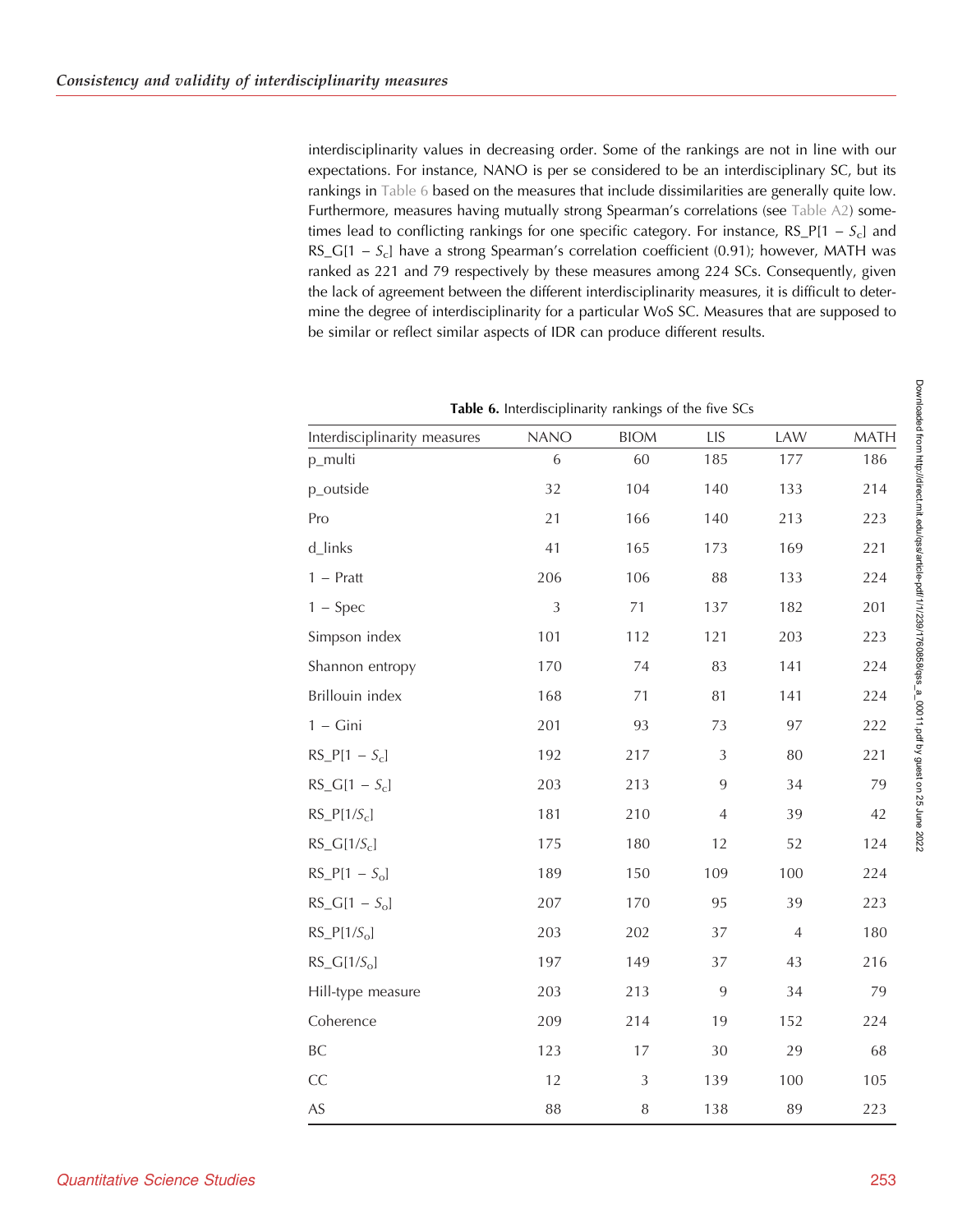interdisciplinarity values in decreasing order. Some of the rankings are not in line with our expectations. For instance, NANO is per se considered to be an interdisciplinary SC, but its rankings in Table 6 based on the measures that include dissimilarities are generally quite low. Furthermore, measures having mutually strong Spearman's correlations (see Table A2) sometimes lead to conflicting rankings for one specific category. For instance, RS_P[1 − $S_c$] and RS_G[1 − $S_c$] have a strong Spearman's correlation coefficient (0.91); however, MATH was ranked as 221 and 79 respectively by these measures among 224 SCs. Consequently, given the lack of agreement between the different interdisciplinarity measures, it is difficult to determine the degree of interdisciplinarity for a particular WoS SC. Measures that are supposed to be similar or reflect similar aspects of IDR can produce different results.

**Table 6.** Interdisciplinarity rankings of the five SCs

| Interdisciplinarity measures | NANO | BIOM | LIS | LAW | MATH |
|---|---|---|---|---|---|
| p_multi | 6 | 60 | 185 | 177 | 186 |
| p_outside | 32 | 104 | 140 | 133 | 214 |
| Pro | 21 | 166 | 140 | 213 | 223 |
| d_links | 41 | 165 | 173 | 169 | 221 |
| 1 − Pratt | 206 | 106 | 88 | 133 | 224 |
| 1 − Spec | 3 | 71 | 137 | 182 | 201 |
| Simpson index | 101 | 112 | 121 | 203 | 223 |
| Shannon entropy | 170 | 74 | 83 | 141 | 224 |
| Brillouin index | 168 | 71 | 81 | 141 | 224 |
| 1 − Gini | 201 | 93 | 73 | 97 | 222 |
| RS_P[1 − $S_c$] | 192 | 217 | 3 | 80 | 221 |
| RS_G[1 − $S_c$] | 203 | 213 | 9 | 34 | 79 |
| RS_P[1/$S_c$] | 181 | 210 | 4 | 39 | 42 |
| RS_G[1/$S_c$] | 175 | 180 | 12 | 52 | 124 |
| RS_P[1 − $S_o$] | 189 | 150 | 109 | 100 | 224 |
| RS_G[1 − $S_o$] | 207 | 170 | 95 | 39 | 223 |
| RS_P[1/$S_o$] | 203 | 202 | 37 | 4 | 180 |
| RS_G[1/$S_o$] | 197 | 149 | 37 | 43 | 216 |
| Hill-type measure | 203 | 213 | 9 | 34 | 79 |
| Coherence | 209 | 214 | 19 | 152 | 224 |
| BC | 123 | 17 | 30 | 29 | 68 |
| CC | 12 | 3 | 139 | 100 | 105 |
| AS | 88 | 8 | 138 | 89 | 223 |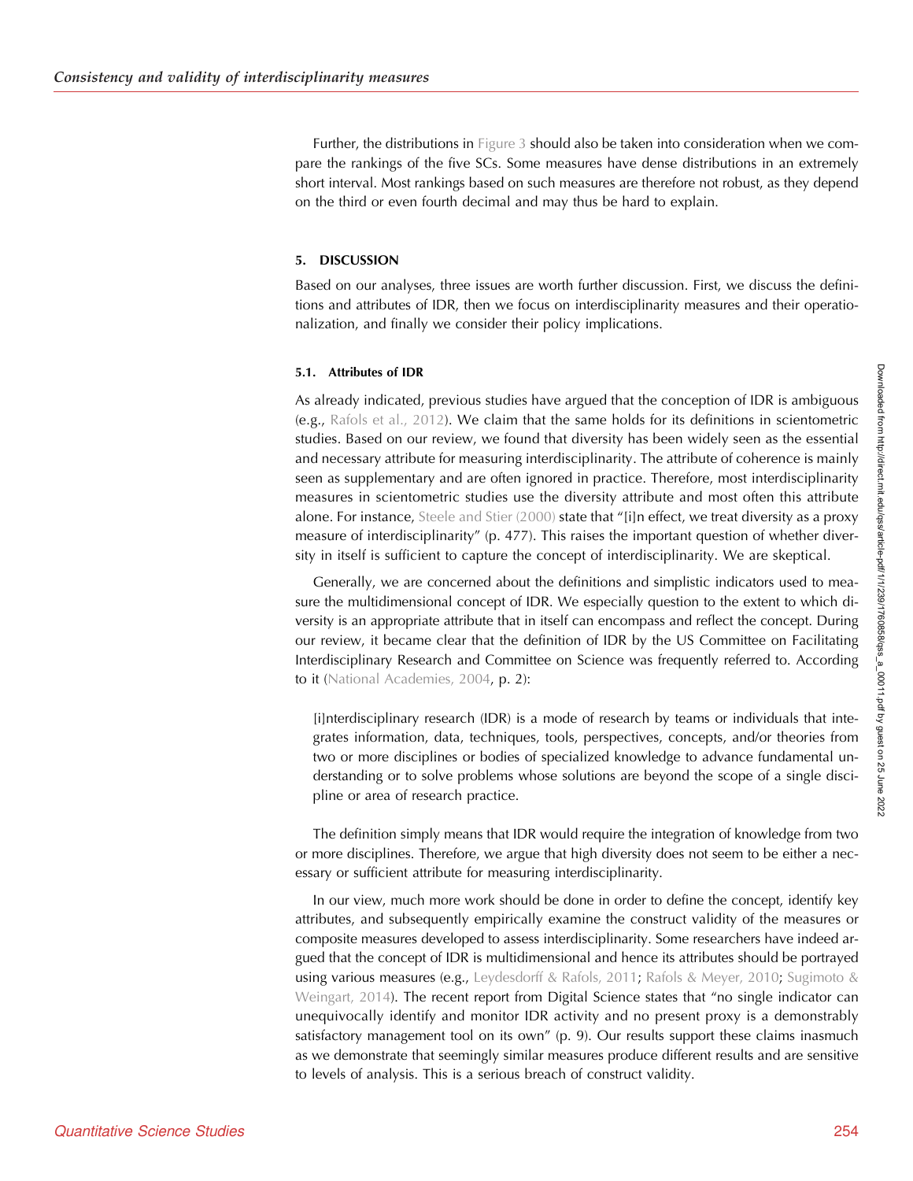Further, the distributions in Figure 3 should also be taken into consideration when we compare the rankings of the five SCs. Some measures have dense distributions in an extremely short interval. Most rankings based on such measures are therefore not robust, as they depend on the third or even fourth decimal and may thus be hard to explain.

## 5. DISCUSSION

Based on our analyses, three issues are worth further discussion. First, we discuss the definitions and attributes of IDR, then we focus on interdisciplinarity measures and their operationalization, and finally we consider their policy implications.

### 5.1. Attributes of IDR

As already indicated, previous studies have argued that the conception of IDR is ambiguous (e.g., Rafols et al., 2012). We claim that the same holds for its definitions in scientometric studies. Based on our review, we found that diversity has been widely seen as the essential and necessary attribute for measuring interdisciplinarity. The attribute of coherence is mainly seen as supplementary and are often ignored in practice. Therefore, most interdisciplinarity measures in scientometric studies use the diversity attribute and most often this attribute alone. For instance, Steele and Stier (2000) state that "[i]n effect, we treat diversity as a proxy measure of interdisciplinarity" (p. 477). This raises the important question of whether diversity in itself is sufficient to capture the concept of interdisciplinarity. We are skeptical.

Generally, we are concerned about the definitions and simplistic indicators used to measure the multidimensional concept of IDR. We especially question to the extent to which diversity is an appropriate attribute that in itself can encompass and reflect the concept. During our review, it became clear that the definition of IDR by the US Committee on Facilitating Interdisciplinary Research and Committee on Science was frequently referred to. According to it (National Academies, 2004, p. 2):

> [i]nterdisciplinary research (IDR) is a mode of research by teams or individuals that integrates information, data, techniques, tools, perspectives, concepts, and/or theories from two or more disciplines or bodies of specialized knowledge to advance fundamental understanding or to solve problems whose solutions are beyond the scope of a single discipline or area of research practice.

The definition simply means that IDR would require the integration of knowledge from two or more disciplines. Therefore, we argue that high diversity does not seem to be either a necessary or sufficient attribute for measuring interdisciplinarity.

In our view, much more work should be done in order to define the concept, identify key attributes, and subsequently empirically examine the construct validity of the measures or composite measures developed to assess interdisciplinarity. Some researchers have indeed argued that the concept of IDR is multidimensional and hence its attributes should be portrayed using various measures (e.g., Leydesdorff & Rafols, 2011; Rafols & Meyer, 2010; Sugimoto & Weingart, 2014). The recent report from Digital Science states that "no single indicator can unequivocally identify and monitor IDR activity and no present proxy is a demonstrably satisfactory management tool on its own" (p. 9). Our results support these claims inasmuch as we demonstrate that seemingly similar measures produce different results and are sensitive to levels of analysis. This is a serious breach of construct validity.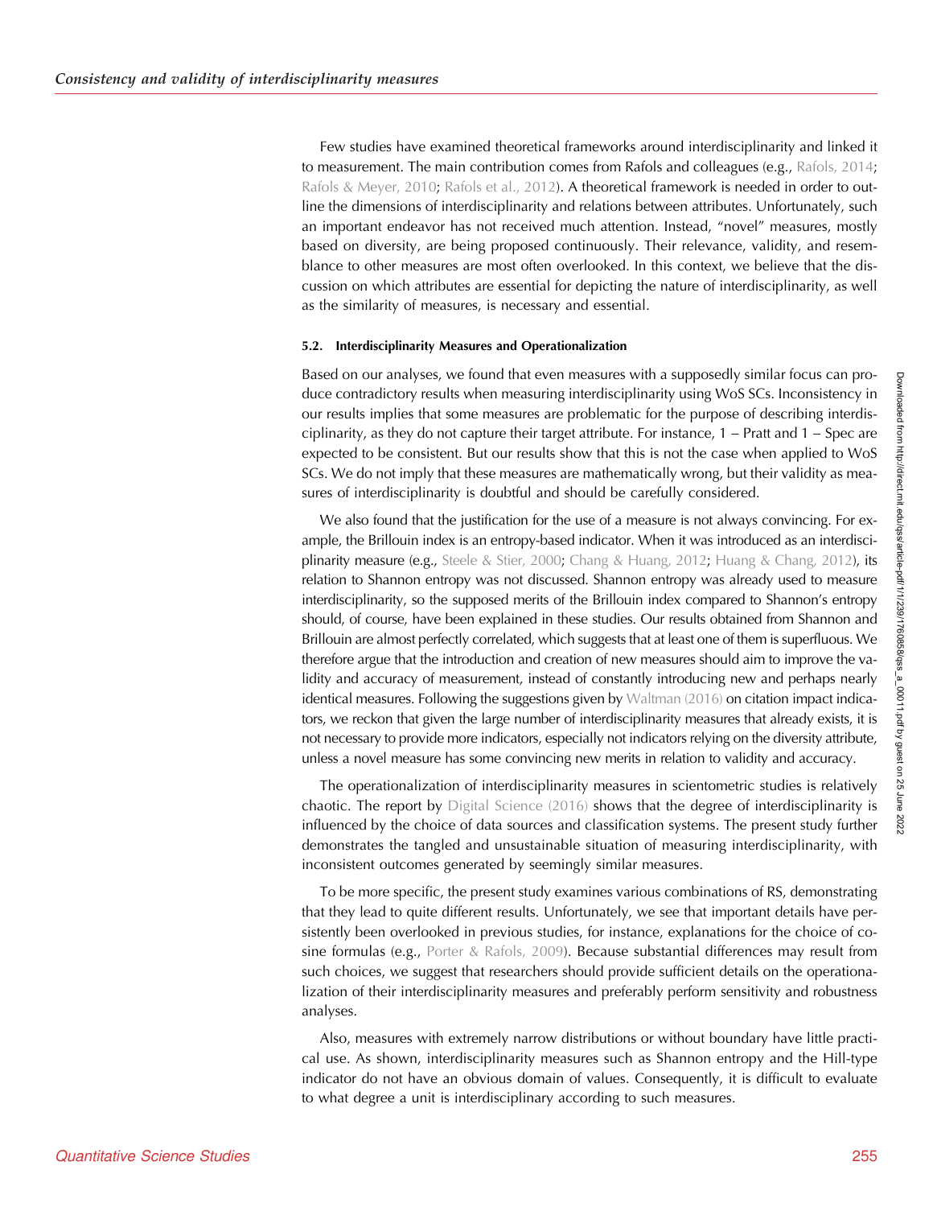Few studies have examined theoretical frameworks around interdisciplinarity and linked it to measurement. The main contribution comes from Rafols and colleagues (e.g., Rafols, 2014; Rafols & Meyer, 2010; Rafols et al., 2012). A theoretical framework is needed in order to outline the dimensions of interdisciplinarity and relations between attributes. Unfortunately, such an important endeavor has not received much attention. Instead, "novel" measures, mostly based on diversity, are being proposed continuously. Their relevance, validity, and resemblance to other measures are most often overlooked. In this context, we believe that the discussion on which attributes are essential for depicting the nature of interdisciplinarity, as well as the similarity of measures, is necessary and essential.

### 5.2. Interdisciplinarity Measures and Operationalization

Based on our analyses, we found that even measures with a supposedly similar focus can produce contradictory results when measuring interdisciplinarity using WoS SCs. Inconsistency in our results implies that some measures are problematic for the purpose of describing interdisciplinarity, as they do not capture their target attribute. For instance, 1 – Pratt and 1 – Spec are expected to be consistent. But our results show that this is not the case when applied to WoS SCs. We do not imply that these measures are mathematically wrong, but their validity as measures of interdisciplinarity is doubtful and should be carefully considered.

We also found that the justification for the use of a measure is not always convincing. For example, the Brillouin index is an entropy-based indicator. When it was introduced as an interdisciplinarity measure (e.g., Steele & Stier, 2000; Chang & Huang, 2012; Huang & Chang, 2012), its relation to Shannon entropy was not discussed. Shannon entropy was already used to measure interdisciplinarity, so the supposed merits of the Brillouin index compared to Shannon's entropy should, of course, have been explained in these studies. Our results obtained from Shannon and Brillouin are almost perfectly correlated, which suggests that at least one of them is superfluous. We therefore argue that the introduction and creation of new measures should aim to improve the validity and accuracy of measurement, instead of constantly introducing new and perhaps nearly identical measures. Following the suggestions given by Waltman (2016) on citation impact indicators, we reckon that given the large number of interdisciplinarity measures that already exists, it is not necessary to provide more indicators, especially not indicators relying on the diversity attribute, unless a novel measure has some convincing new merits in relation to validity and accuracy.

The operationalization of interdisciplinarity measures in scientometric studies is relatively chaotic. The report by Digital Science (2016) shows that the degree of interdisciplinarity is influenced by the choice of data sources and classification systems. The present study further demonstrates the tangled and unsustainable situation of measuring interdisciplinarity, with inconsistent outcomes generated by seemingly similar measures.

To be more specific, the present study examines various combinations of RS, demonstrating that they lead to quite different results. Unfortunately, we see that important details have persistently been overlooked in previous studies, for instance, explanations for the choice of cosine formulas (e.g., Porter & Rafols, 2009). Because substantial differences may result from such choices, we suggest that researchers should provide sufficient details on the operationalization of their interdisciplinarity measures and preferably perform sensitivity and robustness analyses.

Also, measures with extremely narrow distributions or without boundary have little practical use. As shown, interdisciplinarity measures such as Shannon entropy and the Hill-type indicator do not have an obvious domain of values. Consequently, it is difficult to evaluate to what degree a unit is interdisciplinary according to such measures.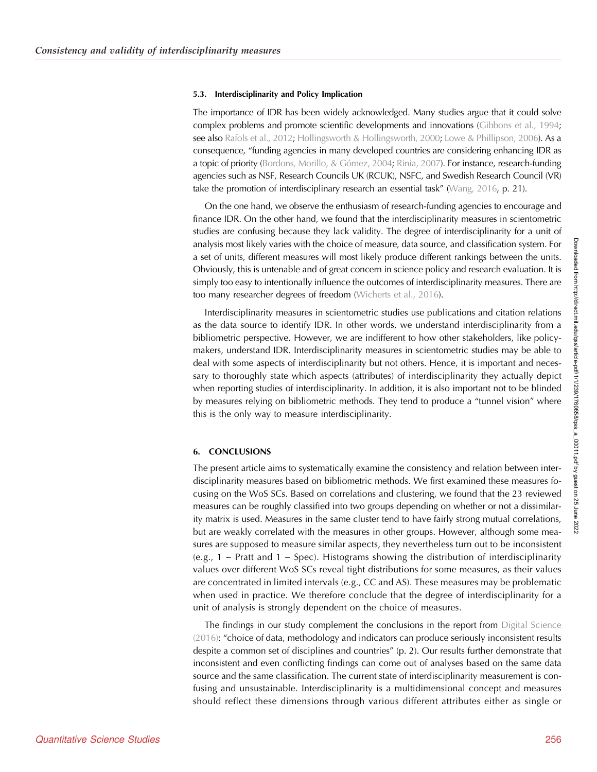### 5.3. Interdisciplinarity and Policy Implication

The importance of IDR has been widely acknowledged. Many studies argue that it could solve complex problems and promote scientific developments and innovations (Gibbons et al., 1994; see also Rafols et al., 2012; Hollingsworth & Hollingsworth, 2000; Lowe & Phillipson, 2006). As a consequence, "funding agencies in many developed countries are considering enhancing IDR as a topic of priority (Bordons, Morillo, & Gómez, 2004; Rinia, 2007). For instance, research-funding agencies such as NSF, Research Councils UK (RCUK), NSFC, and Swedish Research Council (VR) take the promotion of interdisciplinary research an essential task" (Wang, 2016, p. 21).

On the one hand, we observe the enthusiasm of research-funding agencies to encourage and finance IDR. On the other hand, we found that the interdisciplinarity measures in scientometric studies are confusing because they lack validity. The degree of interdisciplinarity for a unit of analysis most likely varies with the choice of measure, data source, and classification system. For a set of units, different measures will most likely produce different rankings between the units. Obviously, this is untenable and of great concern in science policy and research evaluation. It is simply too easy to intentionally influence the outcomes of interdisciplinarity measures. There are too many researcher degrees of freedom (Wicherts et al., 2016).

Interdisciplinarity measures in scientometric studies use publications and citation relations as the data source to identify IDR. In other words, we understand interdisciplinarity from a bibliometric perspective. However, we are indifferent to how other stakeholders, like policy-makers, understand IDR. Interdisciplinarity measures in scientometric studies may be able to deal with some aspects of interdisciplinarity but not others. Hence, it is important and necessary to thoroughly state which aspects (attributes) of interdisciplinarity they actually depict when reporting studies of interdisciplinarity. In addition, it is also important not to be blinded by measures relying on bibliometric methods. They tend to produce a "tunnel vision" where this is the only way to measure interdisciplinarity.

## 6. CONCLUSIONS

The present article aims to systematically examine the consistency and relation between interdisciplinarity measures based on bibliometric methods. We first examined these measures focusing on the WoS SCs. Based on correlations and clustering, we found that the 23 reviewed measures can be roughly classified into two groups depending on whether or not a dissimilarity matrix is used. Measures in the same cluster tend to have fairly strong mutual correlations, but are weakly correlated with the measures in other groups. However, although some measures are supposed to measure similar aspects, they nevertheless turn out to be inconsistent (e.g., 1 − Pratt and 1 − Spec). Histograms showing the distribution of interdisciplinarity values over different WoS SCs reveal tight distributions for some measures, as their values are concentrated in limited intervals (e.g., CC and AS). These measures may be problematic when used in practice. We therefore conclude that the degree of interdisciplinarity for a unit of analysis is strongly dependent on the choice of measures.

The findings in our study complement the conclusions in the report from Digital Science (2016): "choice of data, methodology and indicators can produce seriously inconsistent results despite a common set of disciplines and countries" (p. 2). Our results further demonstrate that inconsistent and even conflicting findings can come out of analyses based on the same data source and the same classification. The current state of interdisciplinarity measurement is confusing and unsustainable. Interdisciplinarity is a multidimensional concept and measures should reflect these dimensions through various different attributes either as single or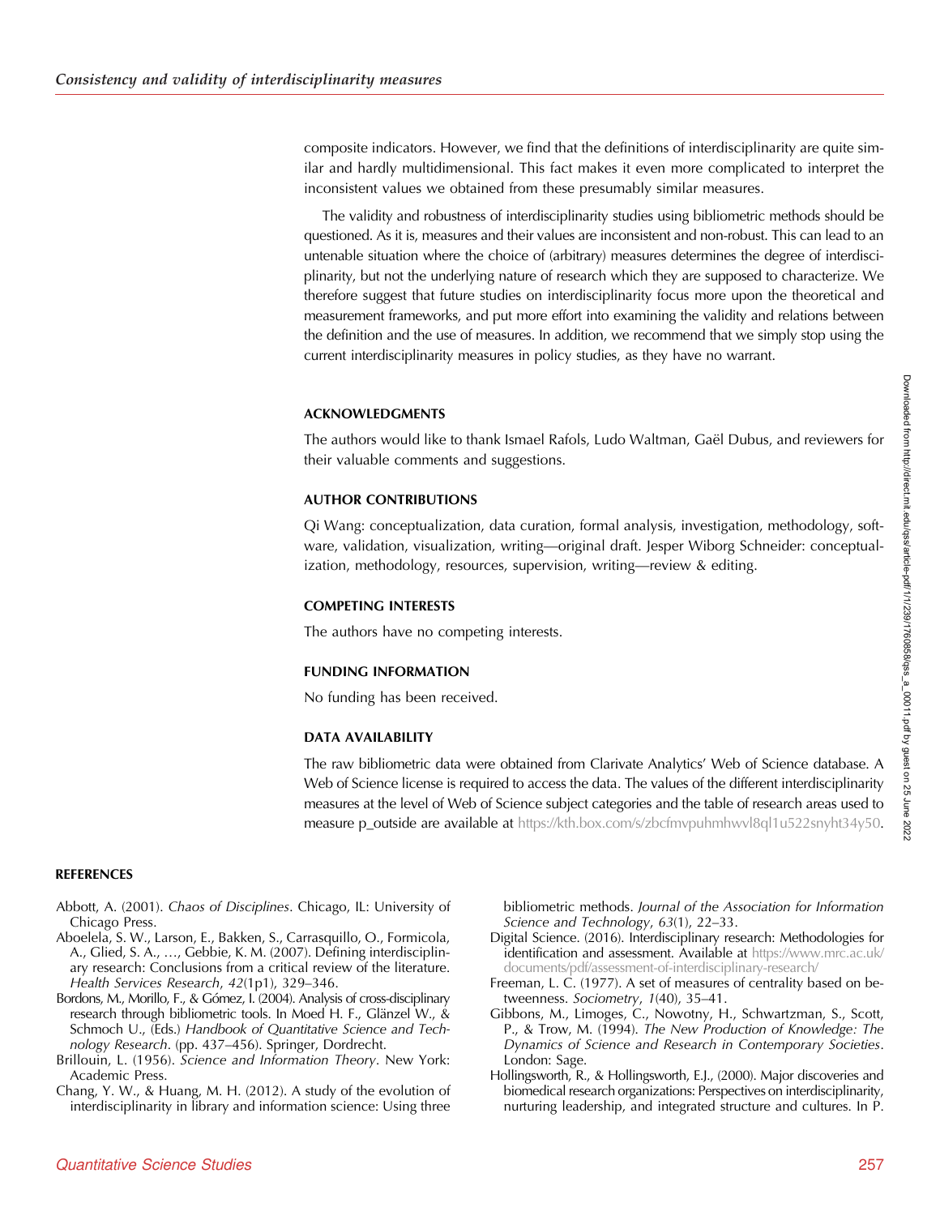composite indicators. However, we find that the definitions of interdisciplinarity are quite similar and hardly multidimensional. This fact makes it even more complicated to interpret the inconsistent values we obtained from these presumably similar measures.

The validity and robustness of interdisciplinarity studies using bibliometric methods should be questioned. As it is, measures and their values are inconsistent and non-robust. This can lead to an untenable situation where the choice of (arbitrary) measures determines the degree of interdisciplinarity, but not the underlying nature of research which they are supposed to characterize. We therefore suggest that future studies on interdisciplinarity focus more upon the theoretical and measurement frameworks, and put more effort into examining the validity and relations between the definition and the use of measures. In addition, we recommend that we simply stop using the current interdisciplinarity measures in policy studies, as they have no warrant.

## ACKNOWLEDGMENTS

The authors would like to thank Ismael Rafols, Ludo Waltman, Gaël Dubus, and reviewers for their valuable comments and suggestions.

## AUTHOR CONTRIBUTIONS

Qi Wang: conceptualization, data curation, formal analysis, investigation, methodology, software, validation, visualization, writing—original draft. Jesper Wiborg Schneider: conceptualization, methodology, resources, supervision, writing—review & editing.

## COMPETING INTERESTS

The authors have no competing interests.

## FUNDING INFORMATION

No funding has been received.

## DATA AVAILABILITY

The raw bibliometric data were obtained from Clarivate Analytics' Web of Science database. A Web of Science license is required to access the data. The values of the different interdisciplinarity measures at the level of Web of Science subject categories and the table of research areas used to measure p_outside are available at https://kth.box.com/s/zbcfmvpuhmhwvl8ql1u522snyht34y50.

## REFERENCES

Abbott, A. (2001). *Chaos of Disciplines*. Chicago, IL: University of Chicago Press.

Aboelela, S. W., Larson, E., Bakken, S., Carrasquillo, O., Formicola, A., Glied, S. A., …, Gebbie, K. M. (2007). Defining interdisciplinary research: Conclusions from a critical review of the literature. *Health Services Research*, *42*(1p1), 329–346.

Bordons, M., Morillo, F., & Gómez, I. (2004). Analysis of cross-disciplinary research through bibliometric tools. In Moed H. F., Glänzel W., & Schmoch U., (Eds.) *Handbook of Quantitative Science and Technology Research*. (pp. 437–456). Springer, Dordrecht.

Brillouin, L. (1956). *Science and Information Theory*. New York: Academic Press.

Chang, Y. W., & Huang, M. H. (2012). A study of the evolution of interdisciplinarity in library and information science: Using three bibliometric methods. *Journal of the Association for Information Science and Technology*, *63*(1), 22–33.

Digital Science. (2016). Interdisciplinary research: Methodologies for identification and assessment. Available at https://www.mrc.ac.uk/documents/pdf/assessment-of-interdisciplinary-research/

Freeman, L. C. (1977). A set of measures of centrality based on betweenness. *Sociometry*, *1*(40), 35–41.

Gibbons, M., Limoges, C., Nowotny, H., Schwartzman, S., Scott, P., & Trow, M. (1994). *The New Production of Knowledge: The Dynamics of Science and Research in Contemporary Societies*. London: Sage.

Hollingsworth, R., & Hollingsworth, E.J., (2000). Major discoveries and biomedical research organizations: Perspectives on interdisciplinarity, nurturing leadership, and integrated structure and cultures. In P.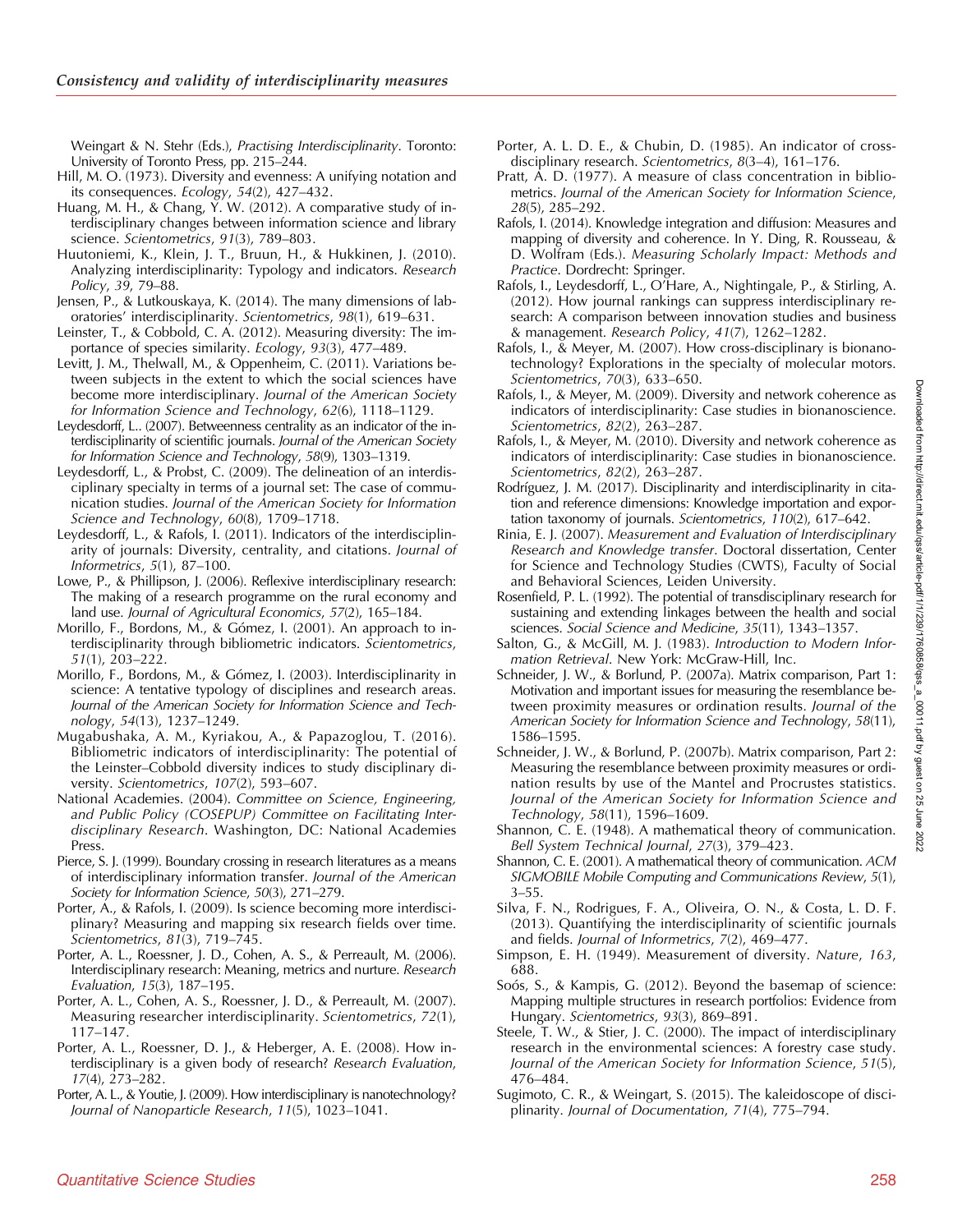Weingart & N. Stehr (Eds.), *Practising Interdisciplinarity*. Toronto: University of Toronto Press, pp. 215–244.

Hill, M. O. (1973). Diversity and evenness: A unifying notation and its consequences. *Ecology*, *54*(2), 427–432.

Huang, M. H., & Chang, Y. W. (2012). A comparative study of interdisciplinary changes between information science and library science. *Scientometrics*, *91*(3), 789–803.

Huutoniemi, K., Klein, J. T., Bruun, H., & Hukkinen, J. (2010). Analyzing interdisciplinarity: Typology and indicators. *Research Policy*, *39*, 79–88.

Jensen, P., & Lutkouskaya, K. (2014). The many dimensions of laboratories' interdisciplinarity. *Scientometrics*, *98*(1), 619–631.

Leinster, T., & Cobbold, C. A. (2012). Measuring diversity: The importance of species similarity. *Ecology*, *93*(3), 477–489.

Levitt, J. M., Thelwall, M., & Oppenheim, C. (2011). Variations between subjects in the extent to which the social sciences have become more interdisciplinary. *Journal of the American Society for Information Science and Technology*, *62*(6), 1118–1129.

Leydesdorff, L.. (2007). Betweenness centrality as an indicator of the interdisciplinarity of scientific journals. *Journal of the American Society for Information Science and Technology*, *58*(9), 1303–1319.

Leydesdorff, L., & Probst, C. (2009). The delineation of an interdisciplinary specialty in terms of a journal set: The case of communication studies. *Journal of the American Society for Information Science and Technology*, *60*(8), 1709–1718.

Leydesdorff, L., & Rafols, I. (2011). Indicators of the interdisciplinarity of journals: Diversity, centrality, and citations. *Journal of Informetrics*, *5*(1), 87–100.

Lowe, P., & Phillipson, J. (2006). Reflexive interdisciplinary research: The making of a research programme on the rural economy and land use. *Journal of Agricultural Economics*, *57*(2), 165–184.

Morillo, F., Bordons, M., & Gómez, I. (2001). An approach to interdisciplinarity through bibliometric indicators. *Scientometrics*, *51*(1), 203–222.

Morillo, F., Bordons, M., & Gómez, I. (2003). Interdisciplinarity in science: A tentative typology of disciplines and research areas. *Journal of the American Society for Information Science and Technology*, *54*(13), 1237–1249.

Mugabushaka, A. M., Kyriakou, A., & Papazoglou, T. (2016). Bibliometric indicators of interdisciplinarity: The potential of the Leinster–Cobbold diversity indices to study disciplinary diversity. *Scientometrics*, *107*(2), 593–607.

National Academies. (2004). *Committee on Science, Engineering, and Public Policy (COSEPUP) Committee on Facilitating Interdisciplinary Research*. Washington, DC: National Academies Press.

Pierce, S. J. (1999). Boundary crossing in research literatures as a means of interdisciplinary information transfer. *Journal of the American Society for Information Science*, *50*(3), 271–279.

Porter, A., & Rafols, I. (2009). Is science becoming more interdisciplinary? Measuring and mapping six research fields over time. *Scientometrics*, *81*(3), 719–745.

Porter, A. L., Roessner, J. D., Cohen, A. S., & Perreault, M. (2006). Interdisciplinary research: Meaning, metrics and nurture. *Research Evaluation*, *15*(3), 187–195.

Porter, A. L., Cohen, A. S., Roessner, J. D., & Perreault, M. (2007). Measuring researcher interdisciplinarity. *Scientometrics*, *72*(1), 117–147.

Porter, A. L., Roessner, D. J., & Heberger, A. E. (2008). How interdisciplinary is a given body of research? *Research Evaluation*, *17*(4), 273–282.

Porter, A. L., & Youtie, J. (2009). How interdisciplinary is nanotechnology? *Journal of Nanoparticle Research*, *11*(5), 1023–1041.

Porter, A. L. D. E., & Chubin, D. (1985). An indicator of cross-disciplinary research. *Scientometrics*, *8*(3–4), 161–176.

Pratt, A. D. (1977). A measure of class concentration in bibliometrics. *Journal of the American Society for Information Science*, *28*(5), 285–292.

Rafols, I. (2014). Knowledge integration and diffusion: Measures and mapping of diversity and coherence. In Y. Ding, R. Rousseau, & D. Wolfram (Eds.). *Measuring Scholarly Impact: Methods and Practice*. Dordrecht: Springer.

Rafols, I., Leydesdorff, L., O'Hare, A., Nightingale, P., & Stirling, A. (2012). How journal rankings can suppress interdisciplinary research: A comparison between innovation studies and business & management. *Research Policy*, *41*(7), 1262–1282.

Rafols, I., & Meyer, M. (2007). How cross-disciplinary is bionanotechnology? Explorations in the specialty of molecular motors. *Scientometrics*, *70*(3), 633–650.

Rafols, I., & Meyer, M. (2009). Diversity and network coherence as indicators of interdisciplinarity: Case studies in bionanoscience. *Scientometrics*, *82*(2), 263–287.

Rafols, I., & Meyer, M. (2010). Diversity and network coherence as indicators of interdisciplinarity: Case studies in bionanoscience. *Scientometrics*, *82*(2), 263–287.

Rodríguez, J. M. (2017). Disciplinarity and interdisciplinarity in citation and reference dimensions: Knowledge importation and exportation taxonomy of journals. *Scientometrics*, *110*(2), 617–642.

Rinia, E. J. (2007). *Measurement and Evaluation of Interdisciplinary Research and Knowledge transfer*. Doctoral dissertation, Center for Science and Technology Studies (CWTS), Faculty of Social and Behavioral Sciences, Leiden University.

Rosenfield, P. L. (1992). The potential of transdisciplinary research for sustaining and extending linkages between the health and social sciences. *Social Science and Medicine*, *35*(11), 1343–1357.

Salton, G., & McGill, M. J. (1983). *Introduction to Modern Information Retrieval*. New York: McGraw-Hill, Inc.

Schneider, J. W., & Borlund, P. (2007a). Matrix comparison, Part 1: Motivation and important issues for measuring the resemblance between proximity measures or ordination results. *Journal of the American Society for Information Science and Technology*, *58*(11), 1586–1595.

Schneider, J. W., & Borlund, P. (2007b). Matrix comparison, Part 2: Measuring the resemblance between proximity measures or ordination results by use of the Mantel and Procrustes statistics. *Journal of the American Society for Information Science and Technology*, *58*(11), 1596–1609.

Shannon, C. E. (1948). A mathematical theory of communication. *Bell System Technical Journal*, *27*(3), 379–423.

Shannon, C. E. (2001). A mathematical theory of communication. *ACM SIGMOBILE Mobile Computing and Communications Review*, *5*(1), 3–55.

Silva, F. N., Rodrigues, F. A., Oliveira, O. N., & Costa, L. D. F. (2013). Quantifying the interdisciplinarity of scientific journals and fields. *Journal of Informetrics*, *7*(2), 469–477.

Simpson, E. H. (1949). Measurement of diversity. *Nature*, *163*, 688.

Soós, S., & Kampis, G. (2012). Beyond the basemap of science: Mapping multiple structures in research portfolios: Evidence from Hungary. *Scientometrics*, *93*(3), 869–891.

Steele, T. W., & Stier, J. C. (2000). The impact of interdisciplinary research in the environmental sciences: A forestry case study. *Journal of the American Society for Information Science*, *51*(5), 476–484.

Sugimoto, C. R., & Weingart, S. (2015). The kaleidoscope of disciplinarity. *Journal of Documentation*, *71*(4), 775–794.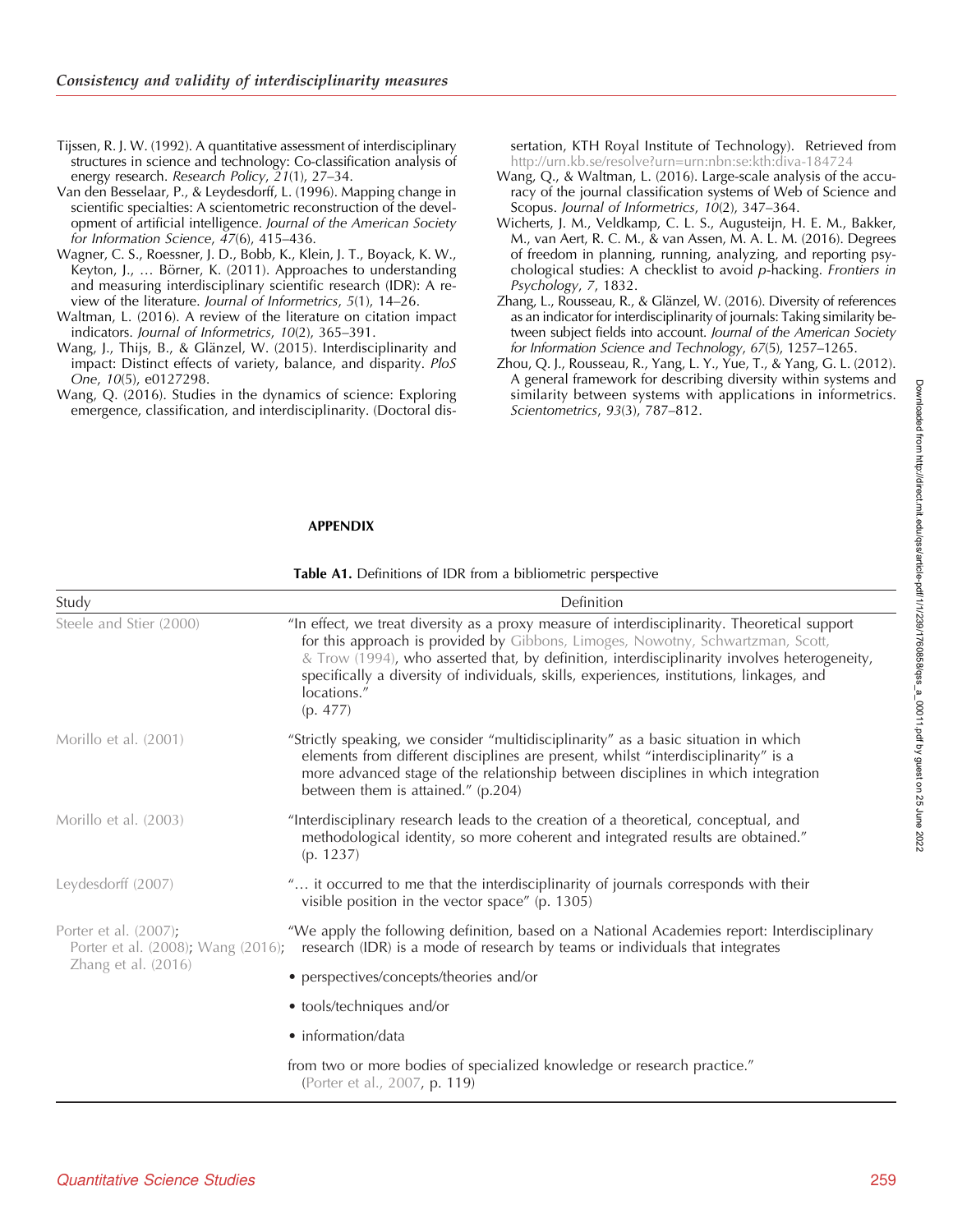Tijssen, R. J. W. (1992). A quantitative assessment of interdisciplinary structures in science and technology: Co-classification analysis of energy research. *Research Policy*, *21*(1), 27–34.

Van den Besselaar, P., & Leydesdorff, L. (1996). Mapping change in scientific specialties: A scientometric reconstruction of the development of artificial intelligence. *Journal of the American Society for Information Science*, *47*(6), 415–436.

Wagner, C. S., Roessner, J. D., Bobb, K., Klein, J. T., Boyack, K. W., Keyton, J., … Börner, K. (2011). Approaches to understanding and measuring interdisciplinary scientific research (IDR): A review of the literature. *Journal of Informetrics*, *5*(1), 14–26.

Waltman, L. (2016). A review of the literature on citation impact indicators. *Journal of Informetrics*, *10*(2), 365–391.

Wang, J., Thijs, B., & Glänzel, W. (2015). Interdisciplinarity and impact: Distinct effects of variety, balance, and disparity. *PloS One*, *10*(5), e0127298.

Wang, Q. (2016). Studies in the dynamics of science: Exploring emergence, classification, and interdisciplinarity. (Doctoral dissertation, KTH Royal Institute of Technology). Retrieved from http://urn.kb.se/resolve?urn=urn:nbn:se:kth:diva-184724

Wang, Q., & Waltman, L. (2016). Large-scale analysis of the accuracy of the journal classification systems of Web of Science and Scopus. *Journal of Informetrics*, *10*(2), 347–364.

Wicherts, J. M., Veldkamp, C. L. S., Augusteijn, H. E. M., Bakker, M., van Aert, R. C. M., & van Assen, M. A. L. M. (2016). Degrees of freedom in planning, running, analyzing, and reporting psychological studies: A checklist to avoid *p*-hacking. *Frontiers in Psychology*, *7*, 1832.

Zhang, L., Rousseau, R., & Glänzel, W. (2016). Diversity of references as an indicator for interdisciplinarity of journals: Taking similarity between subject fields into account. *Journal of the American Society for Information Science and Technology*, *67*(5), 1257–1265.

Zhou, Q. J., Rousseau, R., Yang, L. Y., Yue, T., & Yang, G. L. (2012). A general framework for describing diversity within systems and similarity between systems with applications in informetrics. *Scientometrics*, *93*(3), 787–812.

## APPENDIX

**Table A1.** Definitions of IDR from a bibliometric perspective

| Study | Definition |
|---|---|
| Steele and Stier (2000) | "In effect, we treat diversity as a proxy measure of interdisciplinarity. Theoretical support for this approach is provided by Gibbons, Limoges, Nowotny, Schwartzman, Scott, & Trow (1994), who asserted that, by definition, interdisciplinarity involves heterogeneity, specifically a diversity of individuals, skills, experiences, institutions, linkages, and locations." (p. 477) |
| Morillo et al. (2001) | "Strictly speaking, we consider "multidisciplinarity" as a basic situation in which elements from different disciplines are present, whilst "interdisciplinarity" is a more advanced stage of the relationship between disciplines in which integration between them is attained." (p.204) |
| Morillo et al. (2003) | "Interdisciplinary research leads to the creation of a theoretical, conceptual, and methodological identity, so more coherent and integrated results are obtained." (p. 1237) |
| Leydesdorff (2007) | "… it occurred to me that the interdisciplinarity of journals corresponds with their visible position in the vector space" (p. 1305) |
| Porter et al. (2007); Porter et al. (2008); Wang (2016); Zhang et al. (2016) | "We apply the following definition, based on a National Academies report: Interdisciplinary research (IDR) is a mode of research by teams or individuals that integrates<br>• perspectives/concepts/theories and/or<br>• tools/techniques and/or<br>• information/data<br>from two or more bodies of specialized knowledge or research practice." (Porter et al., 2007, p. 119) |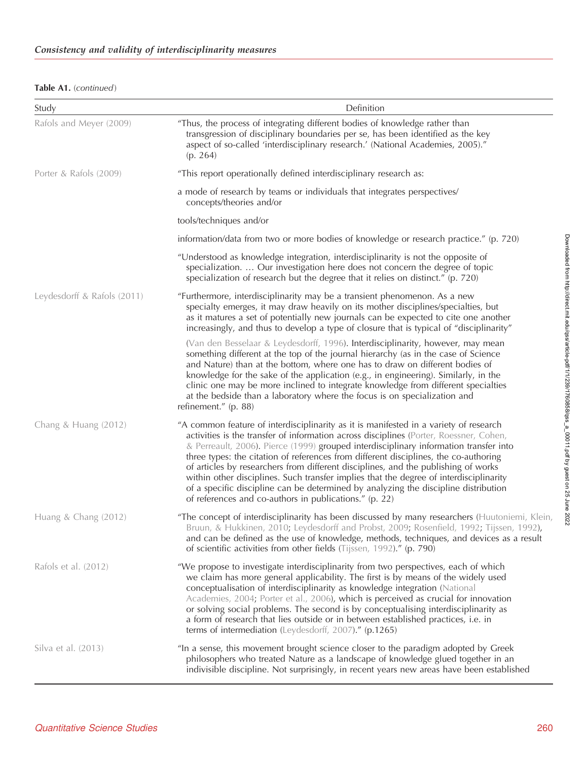**Table A1.** (*continued*)

| Study | Definition |
|---|---|
| Rafols and Meyer (2009) | "Thus, the process of integrating different bodies of knowledge rather than transgression of disciplinary boundaries per se, has been identified as the key aspect of so-called 'interdisciplinary research.' (National Academies, 2005)." (p. 264) |
| Porter & Rafols (2009) | "This report operationally defined interdisciplinary research as: |
| | a mode of research by teams or individuals that integrates perspectives/ concepts/theories and/or |
| | tools/techniques and/or |
| | information/data from two or more bodies of knowledge or research practice." (p. 720) |
| | "Understood as knowledge integration, interdisciplinarity is not the opposite of specialization. … Our investigation here does not concern the degree of topic specialization of research but the degree that it relies on distinct." (p. 720) |
| Leydesdorff & Rafols (2011) | "Furthermore, interdisciplinarity may be a transient phenomenon. As a new specialty emerges, it may draw heavily on its mother disciplines/specialties, but as it matures a set of potentially new journals can be expected to cite one another increasingly, and thus to develop a type of closure that is typical of "disciplinarity" |
| | (Van den Besselaar & Leydesdorff, 1996). Interdisciplinarity, however, may mean something different at the top of the journal hierarchy (as in the case of Science and Nature) than at the bottom, where one has to draw on different bodies of knowledge for the sake of the application (e.g., in engineering). Similarly, in the clinic one may be more inclined to integrate knowledge from different specialties at the bedside than a laboratory where the focus is on specialization and refinement." (p. 88) |
| Chang & Huang (2012) | "A common feature of interdisciplinarity as it is manifested in a variety of research activities is the transfer of information across disciplines (Porter, Roessner, Cohen, & Perreault, 2006). Pierce (1999) grouped interdisciplinary information transfer into three types: the citation of references from different disciplines, the co-authoring of articles by researchers from different disciplines, and the publishing of works within other disciplines. Such transfer implies that the degree of interdisciplinarity of a specific discipline can be determined by analyzing the discipline distribution of references and co-authors in publications." (p. 22) |
| Huang & Chang (2012) | "The concept of interdisciplinarity has been discussed by many researchers (Huutoniemi, Klein, Bruun, & Hukkinen, 2010; Leydesdorff and Probst, 2009; Rosenfield, 1992; Tijssen, 1992), and can be defined as the use of knowledge, methods, techniques, and devices as a result of scientific activities from other fields (Tijssen, 1992)." (p. 790) |
| Rafols et al. (2012) | "We propose to investigate interdisciplinarity from two perspectives, each of which we claim has more general applicability. The first is by means of the widely used conceptualisation of interdisciplinarity as knowledge integration (National Academies, 2004; Porter et al., 2006), which is perceived as crucial for innovation or solving social problems. The second is by conceptualising interdisciplinarity as a form of research that lies outside or in between established practices, i.e. in terms of intermediation (Leydesdorff, 2007)." (p.1265) |
| Silva et al. (2013) | "In a sense, this movement brought science closer to the paradigm adopted by Greek philosophers who treated Nature as a landscape of knowledge glued together in an indivisible discipline. Not surprisingly, in recent years new areas have been established |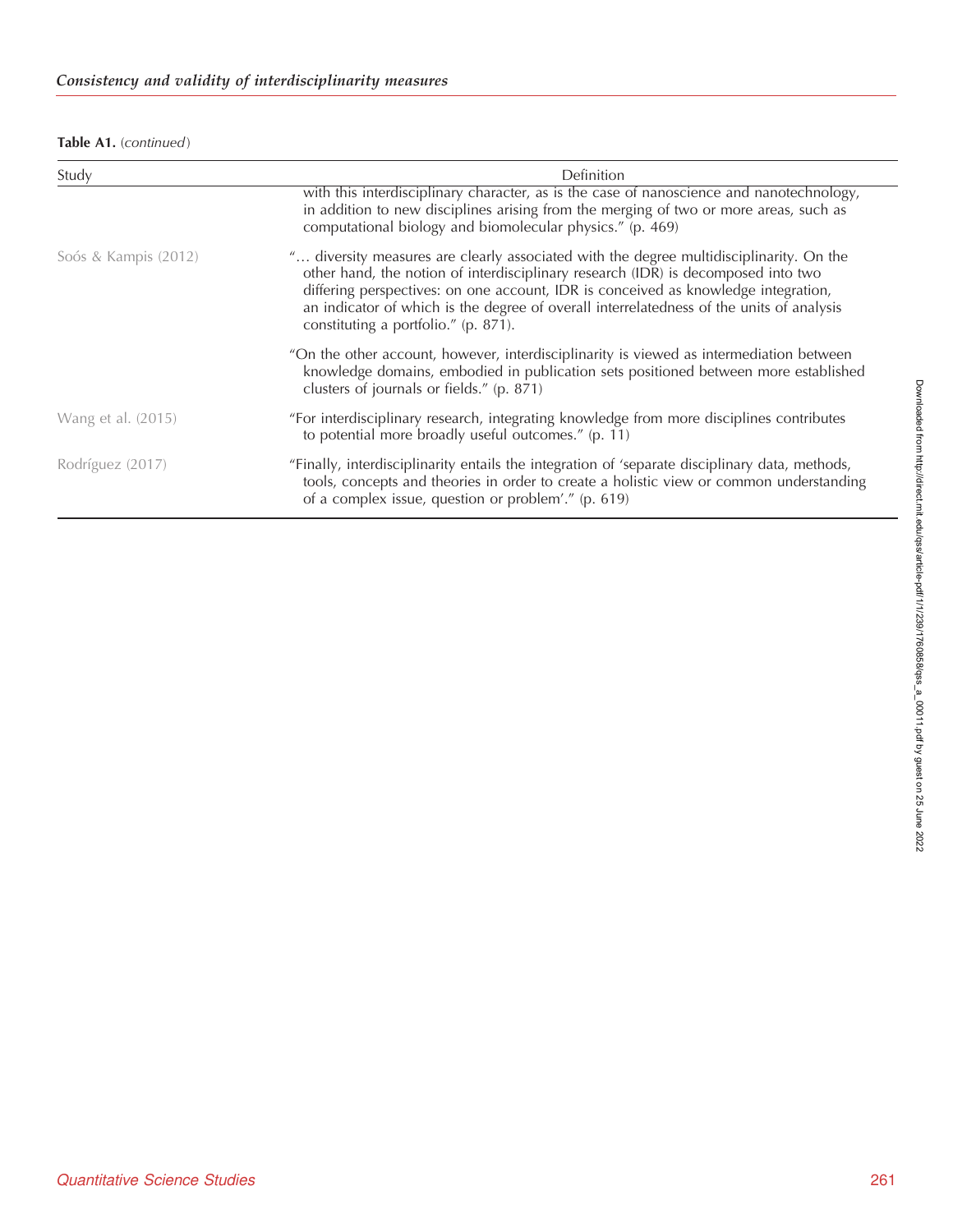**Table A1.** (*continued*)

| Study | Definition |
|---|---|
| | with this interdisciplinary character, as is the case of nanoscience and nanotechnology, in addition to new disciplines arising from the merging of two or more areas, such as computational biology and biomolecular physics." (p. 469) |
| Soós & Kampis (2012) | "… diversity measures are clearly associated with the degree multidisciplinarity. On the other hand, the notion of interdisciplinary research (IDR) is decomposed into two differing perspectives: on one account, IDR is conceived as knowledge integration, an indicator of which is the degree of overall interrelatedness of the units of analysis constituting a portfolio." (p. 871). |
| | "On the other account, however, interdisciplinarity is viewed as intermediation between knowledge domains, embodied in publication sets positioned between more established clusters of journals or fields." (p. 871) |
| Wang et al. (2015) | "For interdisciplinary research, integrating knowledge from more disciplines contributes to potential more broadly useful outcomes." (p. 11) |
| Rodríguez (2017) | "Finally, interdisciplinarity entails the integration of 'separate disciplinary data, methods, tools, concepts and theories in order to create a holistic view or common understanding of a complex issue, question or problem'." (p. 619) |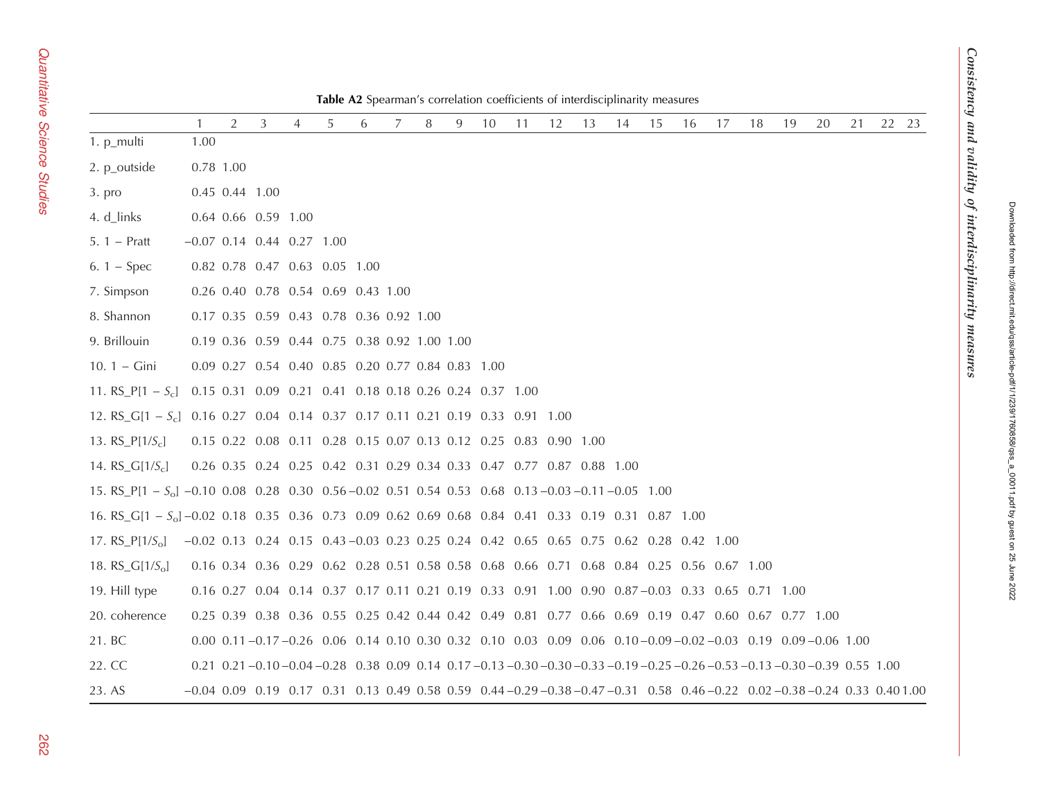**Table A2** Spearman's correlation coefficients of interdisciplinarity measures

| | 1 | 2 | 3 | 4 | 5 | 6 | 7 | 8 | 9 | 10 | 11 | 12 | 13 | 14 | 15 | 16 | 17 | 18 | 19 | 20 | 21 | 22 | 23 |
|---|---|---|---|---|---|---|---|---|---|---|---|---|---|---|---|---|---|---|---|---|---|---|---|
| 1. p_multi | 1.00 | | | | | | | | | | | | | | | | | | | | | | |
| 2. p_outside | 0.78 | 1.00 | | | | | | | | | | | | | | | | | | | | | |
| 3. pro | 0.45 | 0.44 | 1.00 | | | | | | | | | | | | | | | | | | | | |
| 4. d_links | 0.64 | 0.66 | 0.59 | 1.00 | | | | | | | | | | | | | | | | | | | |
| 5. 1 − Pratt | −0.07 | 0.14 | 0.44 | 0.27 | 1.00 | | | | | | | | | | | | | | | | | | |
| 6. 1 − Spec | 0.82 | 0.78 | 0.47 | 0.63 | 0.05 | 1.00 | | | | | | | | | | | | | | | | | |
| 7. Simpson | 0.26 | 0.40 | 0.78 | 0.54 | 0.69 | 0.43 | 1.00 | | | | | | | | | | | | | | | | |
| 8. Shannon | 0.17 | 0.35 | 0.59 | 0.43 | 0.78 | 0.36 | 0.92 | 1.00 | | | | | | | | | | | | | | | |
| 9. Brillouin | 0.19 | 0.36 | 0.59 | 0.44 | 0.75 | 0.38 | 0.92 | 1.00 | 1.00 | | | | | | | | | | | | | | |
| 10. 1 − Gini | 0.09 | 0.27 | 0.54 | 0.40 | 0.85 | 0.20 | 0.77 | 0.84 | 0.83 | 1.00 | | | | | | | | | | | | | |
| 11. RS_P[1 − $S_c$] | 0.15 | 0.31 | 0.09 | 0.21 | 0.41 | 0.18 | 0.18 | 0.26 | 0.24 | 0.37 | 1.00 | | | | | | | | | | | | |
| 12. RS_G[1 − $S_c$] | 0.16 | 0.27 | 0.04 | 0.14 | 0.37 | 0.17 | 0.11 | 0.21 | 0.19 | 0.33 | 0.91 | 1.00 | | | | | | | | | | | |
| 13. RS_P[1/$S_c$] | 0.15 | 0.22 | 0.08 | 0.11 | 0.28 | 0.15 | 0.07 | 0.13 | 0.12 | 0.25 | 0.83 | 0.90 | 1.00 | | | | | | | | | | |
| 14. RS_G[1/$S_c$] | 0.26 | 0.35 | 0.24 | 0.25 | 0.42 | 0.31 | 0.29 | 0.34 | 0.33 | 0.47 | 0.77 | 0.87 | 0.88 | 1.00 | | | | | | | | | |
| 15. RS_P[1 − $S_o$] | −0.10 | 0.08 | 0.28 | 0.30 | 0.56 | −0.02 | 0.51 | 0.54 | 0.53 | 0.68 | 0.13 | −0.03 | −0.11 | −0.05 | 1.00 | | | | | | | | |
| 16. RS_G[1 − $S_o$] | −0.02 | 0.18 | 0.35 | 0.36 | 0.73 | 0.09 | 0.62 | 0.69 | 0.68 | 0.84 | 0.41 | 0.33 | 0.19 | 0.31 | 0.87 | 1.00 | | | | | | | |
| 17. RS_P[1/$S_o$] | −0.02 | 0.13 | 0.24 | 0.15 | 0.43 | −0.03 | 0.23 | 0.25 | 0.24 | 0.42 | 0.65 | 0.65 | 0.75 | 0.62 | 0.28 | 0.42 | 1.00 | | | | | | |
| 18. RS_G[1/$S_o$] | 0.16 | 0.34 | 0.36 | 0.29 | 0.62 | 0.28 | 0.51 | 0.58 | 0.58 | 0.68 | 0.66 | 0.71 | 0.68 | 0.84 | 0.25 | 0.56 | 0.67 | 1.00 | | | | | |
| 19. Hill type | 0.16 | 0.27 | 0.04 | 0.14 | 0.37 | 0.17 | 0.11 | 0.21 | 0.19 | 0.33 | 0.91 | 1.00 | 0.90 | 0.87 | −0.03 | 0.33 | 0.65 | 0.71 | 1.00 | | | | |
| 20. coherence | 0.25 | 0.39 | 0.38 | 0.36 | 0.55 | 0.25 | 0.42 | 0.44 | 0.42 | 0.49 | 0.81 | 0.77 | 0.66 | 0.69 | 0.19 | 0.47 | 0.60 | 0.67 | 0.77 | 1.00 | | | |
| 21. BC | 0.00 | 0.11 | −0.17 | −0.26 | 0.06 | 0.14 | 0.10 | 0.30 | 0.32 | 0.10 | 0.03 | 0.09 | 0.06 | 0.10 | −0.09 | −0.02 | −0.03 | 0.19 | 0.09 | −0.06 | 1.00 | | |
| 22. CC | 0.21 | 0.21 | −0.10 | −0.04 | −0.28 | 0.38 | 0.09 | 0.14 | 0.17 | −0.13 | −0.30 | −0.30 | −0.33 | −0.19 | −0.25 | −0.26 | −0.53 | −0.13 | −0.30 | −0.39 | 0.55 | 1.00 | |
| 23. AS | −0.04 | 0.09 | 0.19 | 0.17 | 0.31 | 0.13 | 0.49 | 0.58 | 0.59 | 0.44 | −0.29 | −0.38 | −0.47 | −0.31 | 0.58 | 0.46 | −0.22 | 0.02 | −0.38 | −0.24 | 0.33 | 0.40 | 1.00 |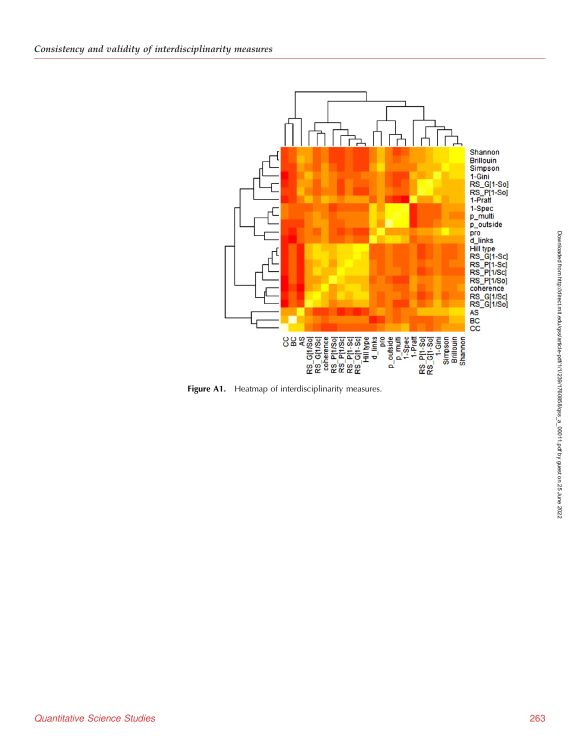Shannon
Brillouin
Simpson
1-Gini
RS_G[1-So]
RS_P[1-So]
1-Pratt
1-Spec
p_multi
p_outside
pro
d_links
Hill type
RS_G[1-Sc]
RS_P[1-Sc]
RS_P[1/Sc]
RS_P[1/So]
coherence
RS_G[1/Sc]
RS_G[1/So]
AS
BC
CC

CC
BC
AS
RS_G[1/So]
RS_G[1/Sc]
coherence
RS_P[1/So]
RS_P[1/Sc]
RS_P[1-Sc]
RS_G[1-Sc]
Hill type
d_links
pro
p_outside
p_multi
1-Spec
1-Pratt
RS_P[1-So]
RS_G[1-So]
1-Gini
Simpson
Brillouin
Shannon

**Figure A1.** Heatmap of interdisciplinarity measures.